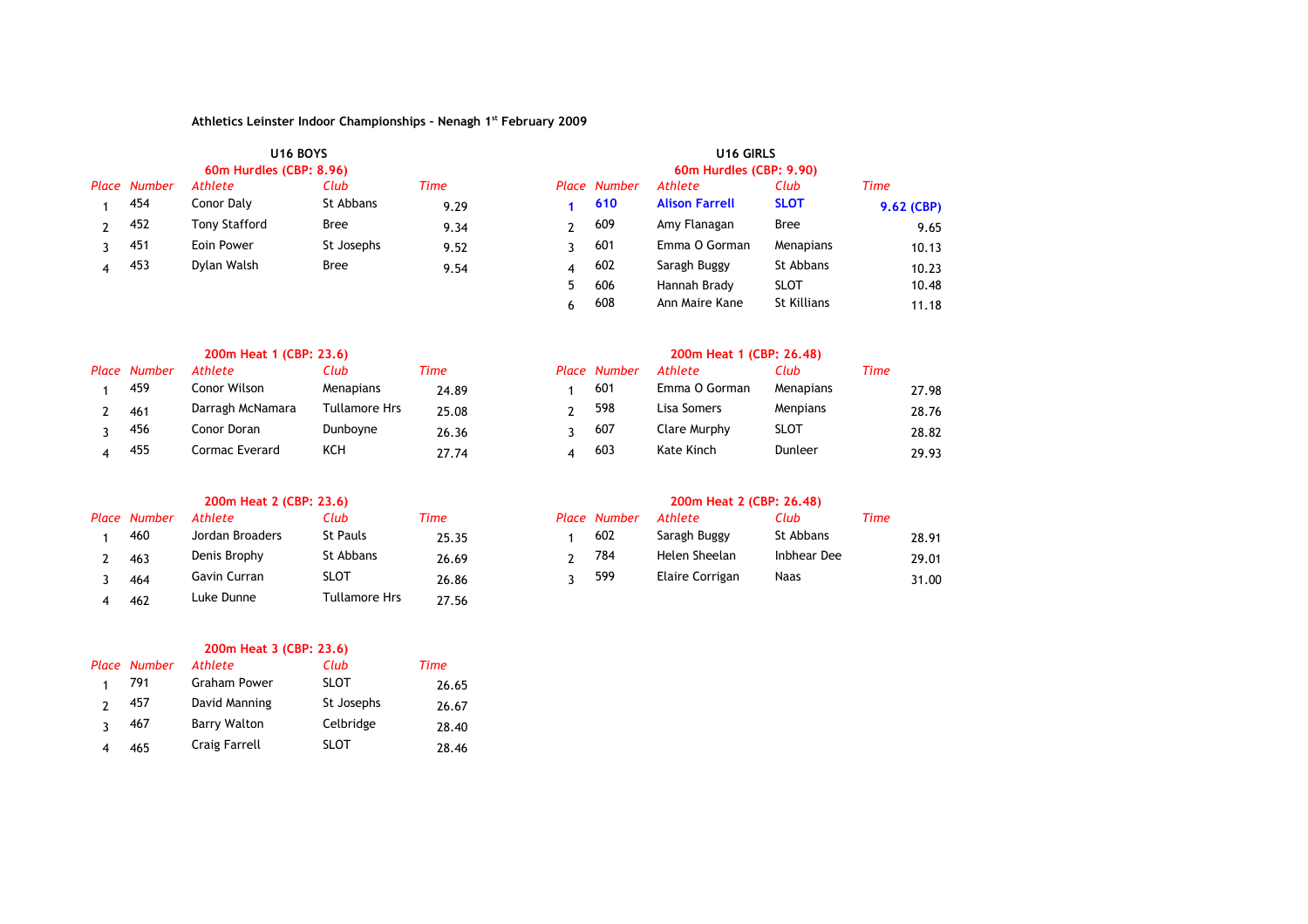# Athletics Leinster Indoor Championships - Nenagh 1st February 2009

## U16 BOYS

### 60m Hurdles (CBP: 8.96)

| Place | Number | Athlete | Club | Time |
|---|---|---|---|---|
| 1 | 454 | Conor Daly | St Abbans | 9.29 |
| 2 | 452 | Tony Stafford | Bree | 9.34 |
| 3 | 451 | Eoin Power | St Josephs | 9.52 |
| 4 | 453 | Dylan Walsh | Bree | 9.54 |

### 200m Heat 1 (CBP: 23.6)

| Place | Number | Athlete | Club | Time |
|---|---|---|---|---|
| 1 | 459 | Conor Wilson | Menapians | 24.89 |
| 2 | 461 | Darragh McNamara | Tullamore Hrs | 25.08 |
| 3 | 456 | Conor Doran | Dunboyne | 26.36 |
| 4 | 455 | Cormac Everard | KCH | 27.74 |

### 200m Heat 2 (CBP: 23.6)

| Place | Number | Athlete | Club | Time |
|---|---|---|---|---|
| 1 | 460 | Jordan Broaders | St Pauls | 25.35 |
| 2 | 463 | Denis Brophy | St Abbans | 26.69 |
| 3 | 464 | Gavin Curran | SLOT | 26.86 |
| 4 | 462 | Luke Dunne | Tullamore Hrs | 27.56 |

### 200m Heat 3 (CBP: 23.6)

| Place | Number | Athlete | Club | Time |
|---|---|---|---|---|
| 1 | 791 | Graham Power | SLOT | 26.65 |
| 2 | 457 | David Manning | St Josephs | 26.67 |
| 3 | 467 | Barry Walton | Celbridge | 28.40 |
| 4 | 465 | Craig Farrell | SLOT | 28.46 |

## U16 GIRLS

### 60m Hurdles (CBP: 9.90)

| Place | Number | Athlete | Club | Time |
|---|---|---|---|---|
| **1** | **610** | **Alison Farrell** | **SLOT** | **9.62 (CBP)** |
| 2 | 609 | Amy Flanagan | Bree | 9.65 |
| 3 | 601 | Emma O Gorman | Menapians | 10.13 |
| 4 | 602 | Saragh Buggy | St Abbans | 10.23 |
| 5 | 606 | Hannah Brady | SLOT | 10.48 |
| 6 | 608 | Ann Maire Kane | St Killians | 11.18 |

### 200m Heat 1 (CBP: 26.48)

| Place | Number | Athlete | Club | Time |
|---|---|---|---|---|
| 1 | 601 | Emma O Gorman | Menapians | 27.98 |
| 2 | 598 | Lisa Somers | Menpians | 28.76 |
| 3 | 607 | Clare Murphy | SLOT | 28.82 |
| 4 | 603 | Kate Kinch | Dunleer | 29.93 |

### 200m Heat 2 (CBP: 26.48)

| Place | Number | Athlete | Club | Time |
|---|---|---|---|---|
| 1 | 602 | Saragh Buggy | St Abbans | 28.91 |
| 2 | 784 | Helen Sheelan | Inbhear Dee | 29.01 |
| 3 | 599 | Elaire Corrigan | Naas | 31.00 |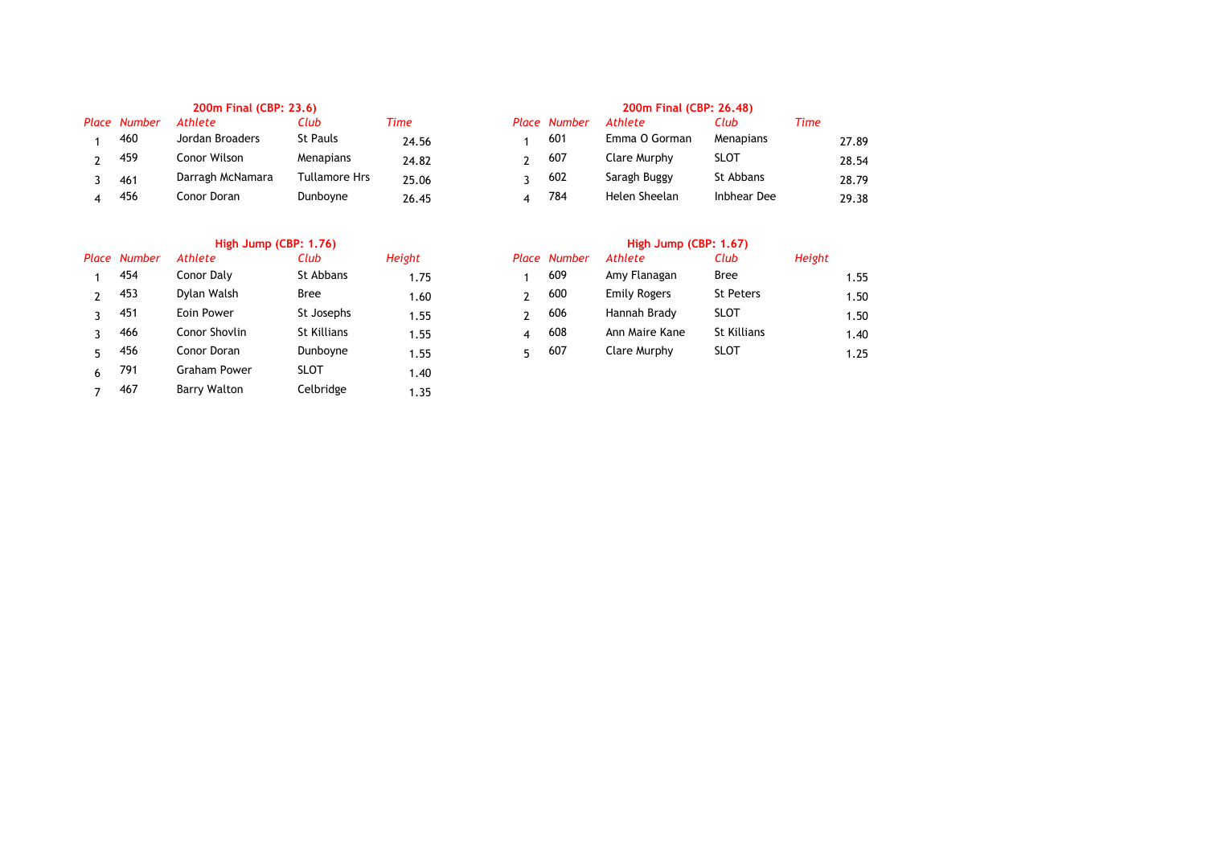### 200m Final (CBP: 23.6)

| Place | Number | Athlete | Club | Time |
|---|---|---|---|---|
| 1 | 460 | Jordan Broaders | St Pauls | 24.56 |
| 2 | 459 | Conor Wilson | Menapians | 24.82 |
| 3 | 461 | Darragh McNamara | Tullamore Hrs | 25.06 |
| 4 | 456 | Conor Doran | Dunboyne | 26.45 |

### 200m Final (CBP: 26.48)

| Place | Number | Athlete | Club | Time |
|---|---|---|---|---|
| 1 | 601 | Emma O Gorman | Menapians | 27.89 |
| 2 | 607 | Clare Murphy | SLOT | 28.54 |
| 3 | 602 | Saragh Buggy | St Abbans | 28.79 |
| 4 | 784 | Helen Sheelan | Inbhear Dee | 29.38 |

### High Jump (CBP: 1.76)

| Place | Number | Athlete | Club | Height |
|---|---|---|---|---|
| 1 | 454 | Conor Daly | St Abbans | 1.75 |
| 2 | 453 | Dylan Walsh | Bree | 1.60 |
| 3 | 451 | Eoin Power | St Josephs | 1.55 |
| 3 | 466 | Conor Shovlin | St Killians | 1.55 |
| 5 | 456 | Conor Doran | Dunboyne | 1.55 |
| 6 | 791 | Graham Power | SLOT | 1.40 |
| 7 | 467 | Barry Walton | Celbridge | 1.35 |

### High Jump (CBP: 1.67)

| Place | Number | Athlete | Club | Height |
|---|---|---|---|---|
| 1 | 609 | Amy Flanagan | Bree | 1.55 |
| 2 | 600 | Emily Rogers | St Peters | 1.50 |
| 2 | 606 | Hannah Brady | SLOT | 1.50 |
| 4 | 608 | Ann Maire Kane | St Killians | 1.40 |
| 5 | 607 | Clare Murphy | SLOT | 1.25 |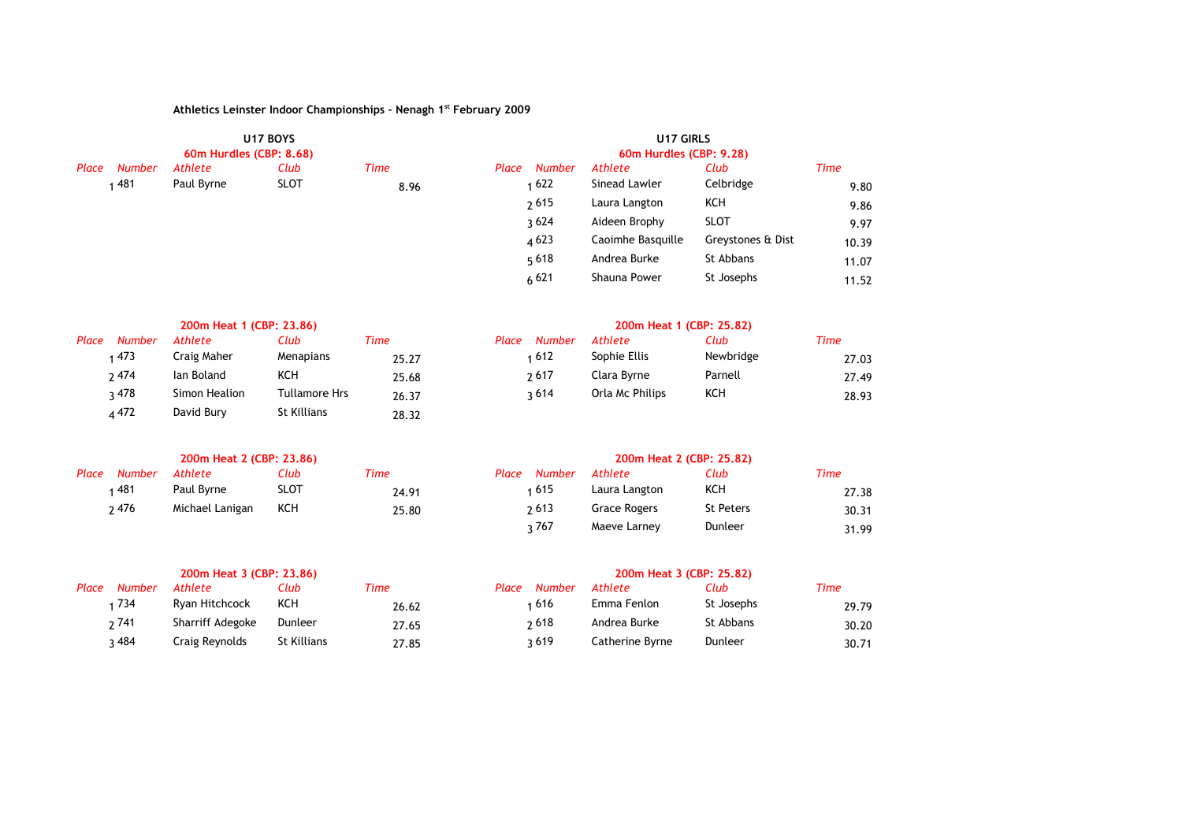**Athletics Leinster Indoor Championships - Nenagh 1st February 2009**

## U17 BOYS

### 60m Hurdles (CBP: 8.68)

| Place | Number | Athlete | Club | Time |
|---|---|---|---|---|
| 1 | 481 | Paul Byrne | SLOT | 8.96 |

### 200m Heat 1 (CBP: 23.86)

| Place | Number | Athlete | Club | Time |
|---|---|---|---|---|
| 1 | 473 | Craig Maher | Menapians | 25.27 |
| 2 | 474 | Ian Boland | KCH | 25.68 |
| 3 | 478 | Simon Healion | Tullamore Hrs | 26.37 |
| 4 | 472 | David Bury | St Killians | 28.32 |

### 200m Heat 2 (CBP: 23.86)

| Place | Number | Athlete | Club | Time |
|---|---|---|---|---|
| 1 | 481 | Paul Byrne | SLOT | 24.91 |
| 2 | 476 | Michael Lanigan | KCH | 25.80 |

### 200m Heat 3 (CBP: 23.86)

| Place | Number | Athlete | Club | Time |
|---|---|---|---|---|
| 1 | 734 | Ryan Hitchcock | KCH | 26.62 |
| 2 | 741 | Sharriff Adegoke | Dunleer | 27.65 |
| 3 | 484 | Craig Reynolds | St Killians | 27.85 |

## U17 GIRLS

### 60m Hurdles (CBP: 9.28)

| Place | Number | Athlete | Club | Time |
|---|---|---|---|---|
| 1 | 622 | Sinead Lawler | Celbridge | 9.80 |
| 2 | 615 | Laura Langton | KCH | 9.86 |
| 3 | 624 | Aideen Brophy | SLOT | 9.97 |
| 4 | 623 | Caoimhe Basquille | Greystones & Dist | 10.39 |
| 5 | 618 | Andrea Burke | St Abbans | 11.07 |
| 6 | 621 | Shauna Power | St Josephs | 11.52 |

### 200m Heat 1 (CBP: 25.82)

| Place | Number | Athlete | Club | Time |
|---|---|---|---|---|
| 1 | 612 | Sophie Ellis | Newbridge | 27.03 |
| 2 | 617 | Clara Byrne | Parnell | 27.49 |
| 3 | 614 | Orla Mc Philips | KCH | 28.93 |

### 200m Heat 2 (CBP: 25.82)

| Place | Number | Athlete | Club | Time |
|---|---|---|---|---|
| 1 | 615 | Laura Langton | KCH | 27.38 |
| 2 | 613 | Grace Rogers | St Peters | 30.31 |
| 3 | 767 | Maeve Larney | Dunleer | 31.99 |

### 200m Heat 3 (CBP: 25.82)

| Place | Number | Athlete | Club | Time |
|---|---|---|---|---|
| 1 | 616 | Emma Fenlon | St Josephs | 29.79 |
| 2 | 618 | Andrea Burke | St Abbans | 30.20 |
| 3 | 619 | Catherine Byrne | Dunleer | 30.71 |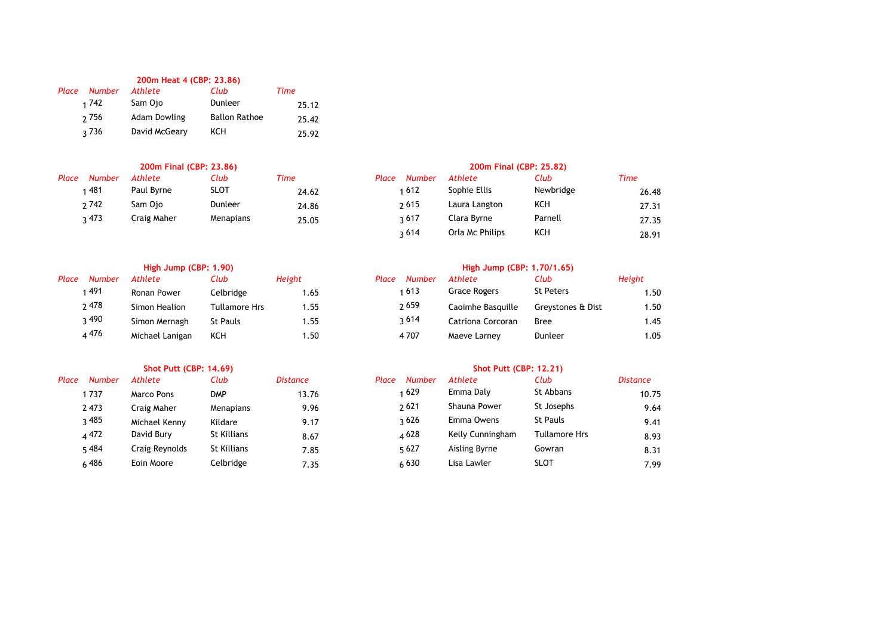### 200m Heat 4 (CBP: 23.86)

| Place | Number | Athlete | Club | Time |
|---|---|---|---|---|
| 1 | 742 | Sam Ojo | Dunleer | 25.12 |
| 2 | 756 | Adam Dowling | Ballon Rathoe | 25.42 |
| 3 | 736 | David McGeary | KCH | 25.92 |

### 200m Final (CBP: 23.86)

| Place | Number | Athlete | Club | Time |
|---|---|---|---|---|
| 1 | 481 | Paul Byrne | SLOT | 24.62 |
| 2 | 742 | Sam Ojo | Dunleer | 24.86 |
| 3 | 473 | Craig Maher | Menapians | 25.05 |

### 200m Final (CBP: 25.82)

| Place | Number | Athlete | Club | Time |
|---|---|---|---|---|
| 1 | 612 | Sophie Ellis | Newbridge | 26.48 |
| 2 | 615 | Laura Langton | KCH | 27.31 |
| 3 | 617 | Clara Byrne | Parnell | 27.35 |
| 3 | 614 | Orla Mc Philips | KCH | 28.91 |

### High Jump (CBP: 1.90)

| Place | Number | Athlete | Club | Height |
|---|---|---|---|---|
| 1 | 491 | Ronan Power | Celbridge | 1.65 |
| 2 | 478 | Simon Healion | Tullamore Hrs | 1.55 |
| 3 | 490 | Simon Mernagh | St Pauls | 1.55 |
| 4 | 476 | Michael Lanigan | KCH | 1.50 |

### High Jump (CBP: 1.70/1.65)

| Place | Number | Athlete | Club | Height |
|---|---|---|---|---|
| 1 | 613 | Grace Rogers | St Peters | 1.50 |
| 2 | 659 | Caoimhe Basquille | Greystones & Dist | 1.50 |
| 3 | 614 | Catriona Corcoran | Bree | 1.45 |
| 4 | 707 | Maeve Larney | Dunleer | 1.05 |

### Shot Putt (CBP: 14.69)

| Place | Number | Athlete | Club | Distance |
|---|---|---|---|---|
| 1 | 737 | Marco Pons | DMP | 13.76 |
| 2 | 473 | Craig Maher | Menapians | 9.96 |
| 3 | 485 | Michael Kenny | Kildare | 9.17 |
| 4 | 472 | David Bury | St Killians | 8.67 |
| 5 | 484 | Craig Reynolds | St Killians | 7.85 |
| 6 | 486 | Eoin Moore | Celbridge | 7.35 |

### Shot Putt (CBP: 12.21)

| Place | Number | Athlete | Club | Distance |
|---|---|---|---|---|
| 1 | 629 | Emma Daly | St Abbans | 10.75 |
| 2 | 621 | Shauna Power | St Josephs | 9.64 |
| 3 | 626 | Emma Owens | St Pauls | 9.41 |
| 4 | 628 | Kelly Cunningham | Tullamore Hrs | 8.93 |
| 5 | 627 | Aisling Byrne | Gowran | 8.31 |
| 6 | 630 | Lisa Lawler | SLOT | 7.99 |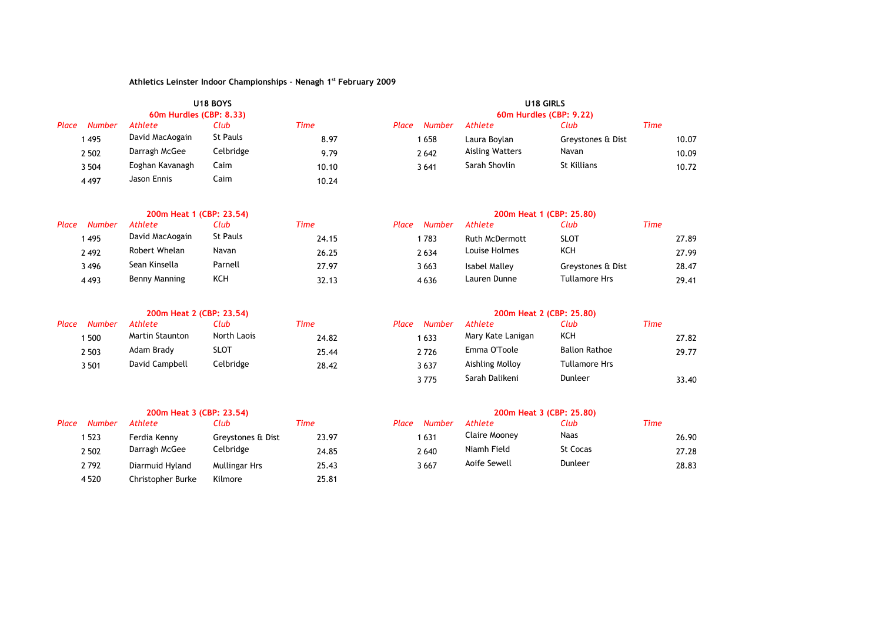**Athletics Leinster Indoor Championships - Nenagh 1st February 2009**

## U18 BOYS

### 60m Hurdles (CBP: 8.33)

| Place | Number | Athlete | Club | Time |
|---|---|---|---|---|
| 1 | 495 | David MacAogain | St Pauls | 8.97 |
| 2 | 502 | Darragh McGee | Celbridge | 9.79 |
| 3 | 504 | Eoghan Kavanagh | Caim | 10.10 |
| 4 | 497 | Jason Ennis | Caim | 10.24 |

### 200m Heat 1 (CBP: 23.54)

| Place | Number | Athlete | Club | Time |
|---|---|---|---|---|
| 1 | 495 | David MacAogain | St Pauls | 24.15 |
| 2 | 492 | Robert Whelan | Navan | 26.25 |
| 3 | 496 | Sean Kinsella | Parnell | 27.97 |
| 4 | 493 | Benny Manning | KCH | 32.13 |

### 200m Heat 2 (CBP: 23.54)

| Place | Number | Athlete | Club | Time |
|---|---|---|---|---|
| 1 | 500 | Martin Staunton | North Laois | 24.82 |
| 2 | 503 | Adam Brady | SLOT | 25.44 |
| 3 | 501 | David Campbell | Celbridge | 28.42 |

### 200m Heat 3 (CBP: 23.54)

| Place | Number | Athlete | Club | Time |
|---|---|---|---|---|
| 1 | 523 | Ferdia Kenny | Greystones & Dist | 23.97 |
| 2 | 502 | Darragh McGee | Celbridge | 24.85 |
| 2 | 792 | Diarmuid Hyland | Mullingar Hrs | 25.43 |
| 4 | 520 | Christopher Burke | Kilmore | 25.81 |

## U18 GIRLS

### 60m Hurdles (CBP: 9.22)

| Place | Number | Athlete | Club | Time |
|---|---|---|---|---|
| 1 | 658 | Laura Boylan | Greystones & Dist | 10.07 |
| 2 | 642 | Aisling Watters | Navan | 10.09 |
| 3 | 641 | Sarah Shovlin | St Killians | 10.72 |

### 200m Heat 1 (CBP: 25.80)

| Place | Number | Athlete | Club | Time |
|---|---|---|---|---|
| 1 | 783 | Ruth McDermott | SLOT | 27.89 |
| 2 | 634 | Louise Holmes | KCH | 27.99 |
| 3 | 663 | Isabel Malley | Greystones & Dist | 28.47 |
| 4 | 636 | Lauren Dunne | Tullamore Hrs | 29.41 |

### 200m Heat 2 (CBP: 25.80)

| Place | Number | Athlete | Club | Time |
|---|---|---|---|---|
| 1 | 633 | Mary Kate Lanigan | KCH | 27.82 |
| 2 | 726 | Emma O'Toole | Ballon Rathoe | 29.77 |
| 3 | 637 | Aishling Molloy | Tullamore Hrs | |
| 3 | 775 | Sarah Dalikeni | Dunleer | 33.40 |

### 200m Heat 3 (CBP: 25.80)

| Place | Number | Athlete | Club | Time |
|---|---|---|---|---|
| 1 | 631 | Claire Mooney | Naas | 26.90 |
| 2 | 640 | Niamh Field | St Cocas | 27.28 |
| 3 | 667 | Aoife Sewell | Dunleer | 28.83 |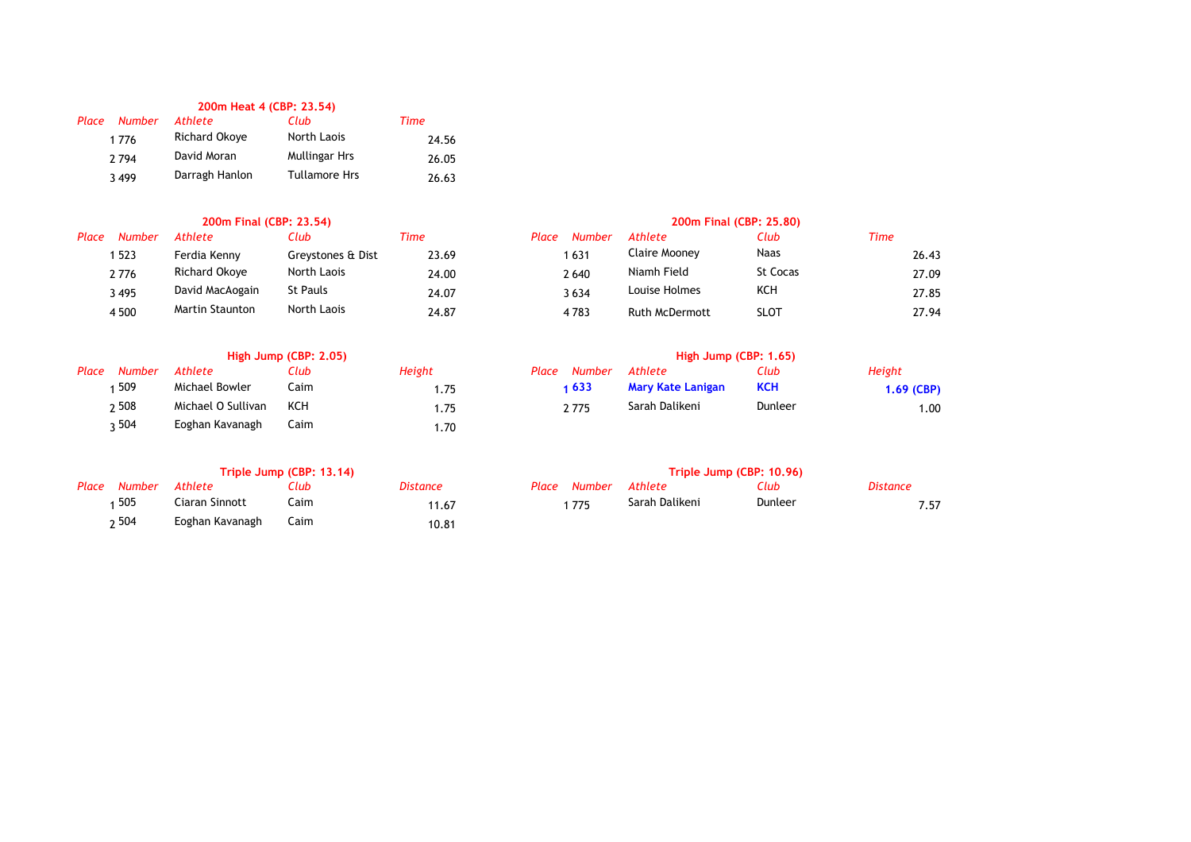### 200m Heat 4 (CBP: 23.54)

| Place | Number | Athlete | Club | Time |
|---|---|---|---|---|
| 1 | 776 | Richard Okoye | North Laois | 24.56 |
| 2 | 794 | David Moran | Mullingar Hrs | 26.05 |
| 3 | 499 | Darragh Hanlon | Tullamore Hrs | 26.63 |

### 200m Final (CBP: 23.54)

| Place | Number | Athlete | Club | Time |
|---|---|---|---|---|
| 1 | 523 | Ferdia Kenny | Greystones & Dist | 23.69 |
| 2 | 776 | Richard Okoye | North Laois | 24.00 |
| 3 | 495 | David MacAogain | St Pauls | 24.07 |
| 4 | 500 | Martin Staunton | North Laois | 24.87 |

### 200m Final (CBP: 25.80)

| Place | Number | Athlete | Club | Time |
|---|---|---|---|---|
| 1 | 631 | Claire Mooney | Naas | 26.43 |
| 2 | 640 | Niamh Field | St Cocas | 27.09 |
| 3 | 634 | Louise Holmes | KCH | 27.85 |
| 4 | 783 | Ruth McDermott | SLOT | 27.94 |

### High Jump (CBP: 2.05)

| Place | Number | Athlete | Club | Height |
|---|---|---|---|---|
| 1 | 509 | Michael Bowler | Caim | 1.75 |
| 2 | 508 | Michael O Sullivan | KCH | 1.75 |
| 3 | 504 | Eoghan Kavanagh | Caim | 1.70 |

### High Jump (CBP: 1.65)

| Place | Number | Athlete | Club | Height |
|---|---|---|---|---|
| **1** | **633** | **Mary Kate Lanigan** | **KCH** | **1.69 (CBP)** |
| 2 | 775 | Sarah Dalikeni | Dunleer | 1.00 |

### Triple Jump (CBP: 13.14)

| Place | Number | Athlete | Club | Distance |
|---|---|---|---|---|
| 1 | 505 | Ciaran Sinnott | Caim | 11.67 |
| 2 | 504 | Eoghan Kavanagh | Caim | 10.81 |

### Triple Jump (CBP: 10.96)

| Place | Number | Athlete | Club | Distance |
|---|---|---|---|---|
| 1 | 775 | Sarah Dalikeni | Dunleer | 7.57 |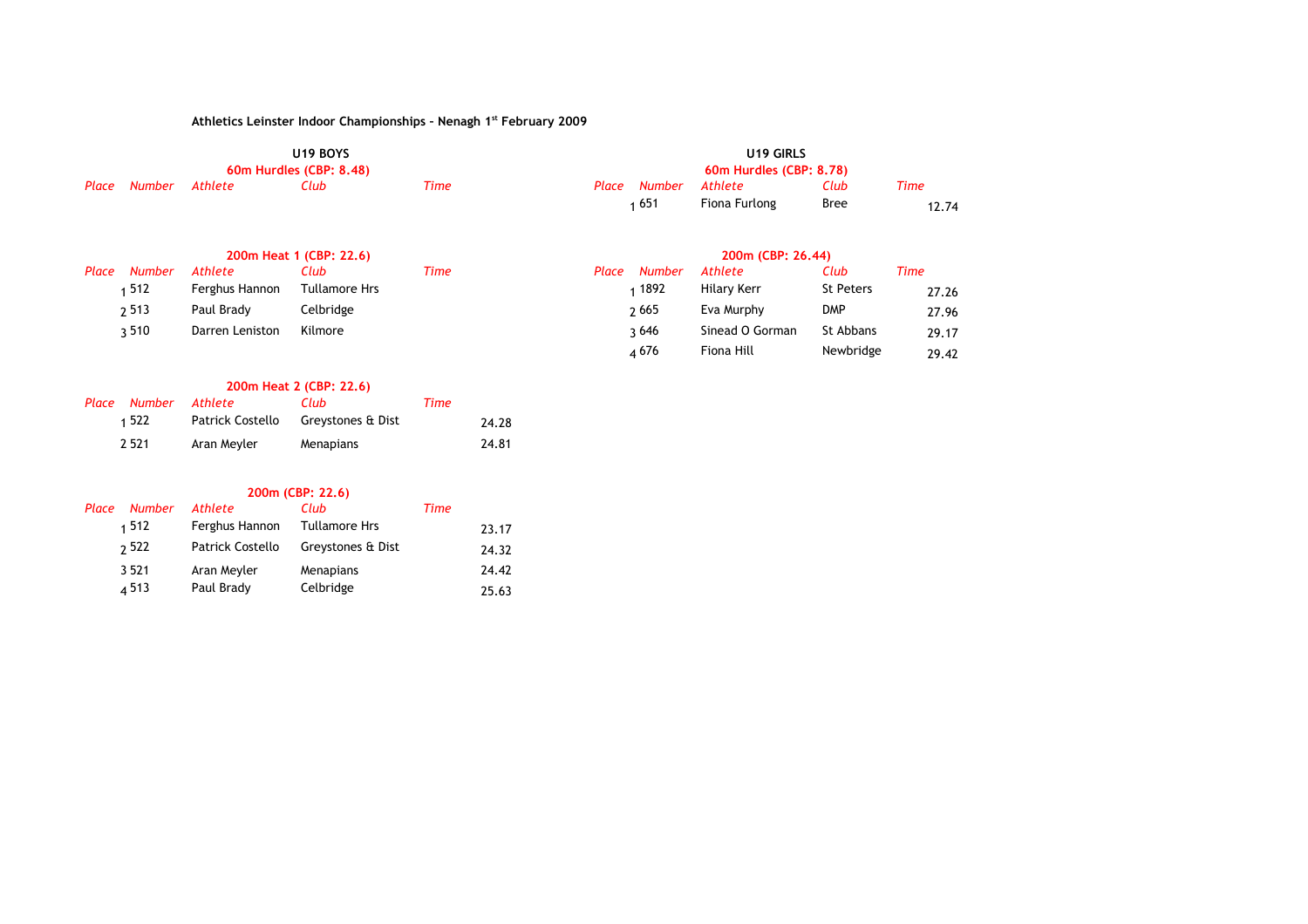**Athletics Leinster Indoor Championships - Nenagh 1st February 2009**

## U19 BOYS

### 60m Hurdles (CBP: 8.48)

| Place | Number | Athlete | Club | Time |
|---|---|---|---|---|

### 200m Heat 1 (CBP: 22.6)

| Place | Number | Athlete | Club | Time |
|---|---|---|---|---|
| 1 | 512 | Ferghus Hannon | Tullamore Hrs | |
| 2 | 513 | Paul Brady | Celbridge | |
| 3 | 510 | Darren Leniston | Kilmore | |

### 200m Heat 2 (CBP: 22.6)

| Place | Number | Athlete | Club | Time |
|---|---|---|---|---|
| 1 | 522 | Patrick Costello | Greystones & Dist | 24.28 |
| 2 | 521 | Aran Meyler | Menapians | 24.81 |

### 200m (CBP: 22.6)

| Place | Number | Athlete | Club | Time |
|---|---|---|---|---|
| 1 | 512 | Ferghus Hannon | Tullamore Hrs | 23.17 |
| 2 | 522 | Patrick Costello | Greystones & Dist | 24.32 |
| 3 | 521 | Aran Meyler | Menapians | 24.42 |
| 4 | 513 | Paul Brady | Celbridge | 25.63 |

## U19 GIRLS

### 60m Hurdles (CBP: 8.78)

| Place | Number | Athlete | Club | Time |
|---|---|---|---|---|
| 1 | 651 | Fiona Furlong | Bree | 12.74 |

### 200m (CBP: 26.44)

| Place | Number | Athlete | Club | Time |
|---|---|---|---|---|
| 1 | 1892 | Hilary Kerr | St Peters | 27.26 |
| 2 | 665 | Eva Murphy | DMP | 27.96 |
| 3 | 646 | Sinead O Gorman | St Abbans | 29.17 |
| 4 | 676 | Fiona Hill | Newbridge | 29.42 |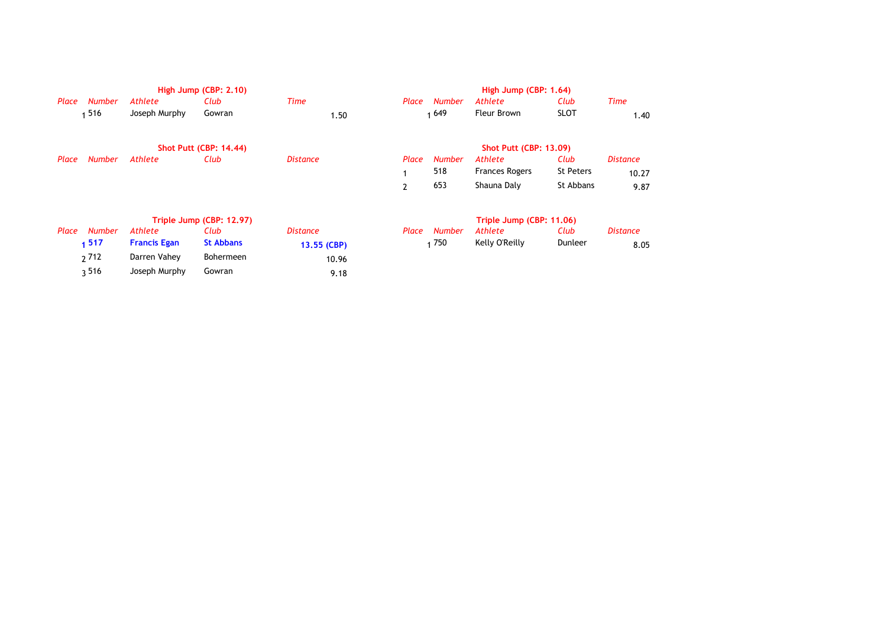**High Jump (CBP: 2.10)**

| *Place* | *Number* | *Athlete* | *Club* | *Time* |
|---|---|---|---|---|
| 1 | 516 | Joseph Murphy | Gowran | 1.50 |

**High Jump (CBP: 1.64)**

| *Place* | *Number* | *Athlete* | *Club* | *Time* |
|---|---|---|---|---|
| 1 | 649 | Fleur Brown | SLOT | 1.40 |

**Shot Putt (CBP: 14.44)**

| *Place* | *Number* | *Athlete* | *Club* | *Distance* |
|---|---|---|---|---|

**Shot Putt (CBP: 13.09)**

| *Place* | *Number* | *Athlete* | *Club* | *Distance* |
|---|---|---|---|---|
| 1 | 518 | Frances Rogers | St Peters | 10.27 |
| 2 | 653 | Shauna Daly | St Abbans | 9.87 |

**Triple Jump (CBP: 12.97)**

| *Place* | *Number* | *Athlete* | *Club* | *Distance* |
|---|---|---|---|---|
| **1** | **517** | **Francis Egan** | **St Abbans** | **13.55 (CBP)** |
| 2 | 712 | Darren Vahey | Bohermeen | 10.96 |
| 3 | 516 | Joseph Murphy | Gowran | 9.18 |

**Triple Jump (CBP: 11.06)**

| *Place* | *Number* | *Athlete* | *Club* | *Distance* |
|---|---|---|---|---|
| 1 | 750 | Kelly O'Reilly | Dunleer | 8.05 |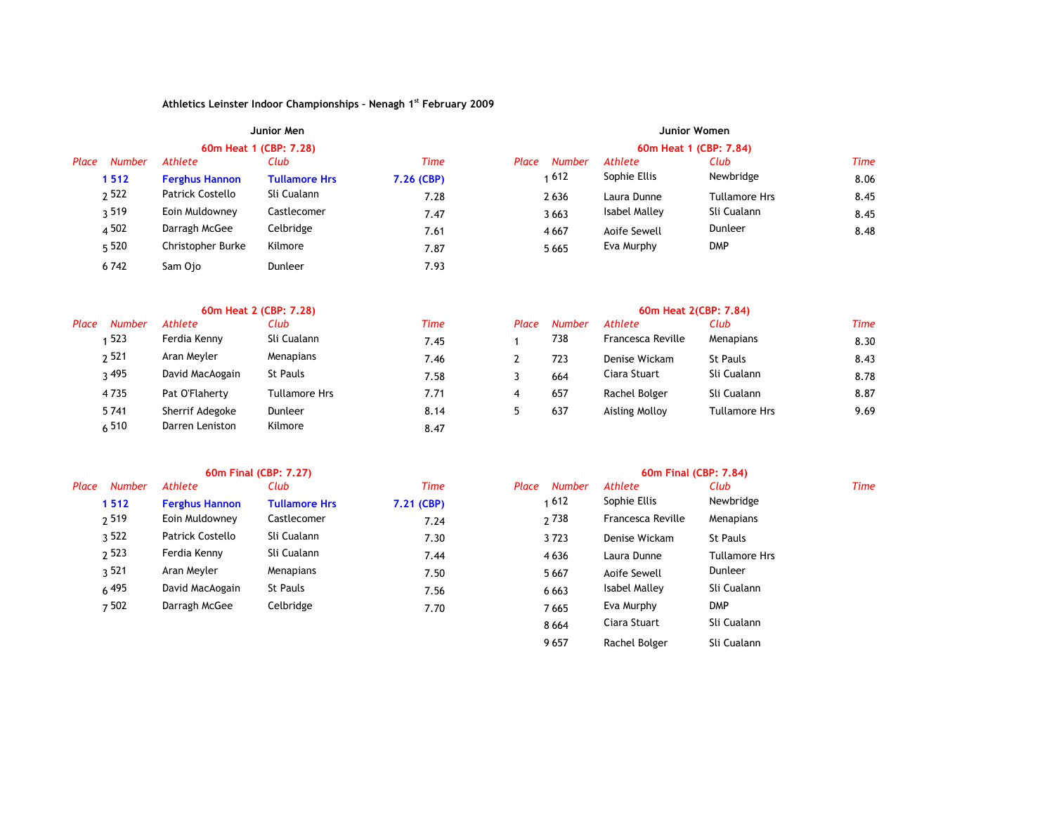**Athletics Leinster Indoor Championships – Nenagh 1st February 2009**

## Junior Men

### 60m Heat 1 (CBP: 7.28)

| *Place* | *Number* | *Athlete* | *Club* | *Time* |
|---|---|---|---|---|
| **1** | **512** | **Ferghus Hannon** | **Tullamore Hrs** | **7.26 (CBP)** |
| 2 | 522 | Patrick Costello | Sli Cualann | 7.28 |
| 3 | 519 | Eoin Muldowney | Castlecomer | 7.47 |
| 4 | 502 | Darragh McGee | Celbridge | 7.61 |
| 5 | 520 | Christopher Burke | Kilmore | 7.87 |
| 6 | 742 | Sam Ojo | Dunleer | 7.93 |

### 60m Heat 2 (CBP: 7.28)

| *Place* | *Number* | *Athlete* | *Club* | *Time* |
|---|---|---|---|---|
| 1 | 523 | Ferdia Kenny | Sli Cualann | 7.45 |
| 2 | 521 | Aran Meyler | Menapians | 7.46 |
| 3 | 495 | David MacAogain | St Pauls | 7.58 |
| 4 | 735 | Pat O'Flaherty | Tullamore Hrs | 7.71 |
| 5 | 741 | Sherrif Adegoke | Dunleer | 8.14 |
| 6 | 510 | Darren Leniston | Kilmore | 8.47 |

### 60m Final (CBP: 7.27)

| *Place* | *Number* | *Athlete* | *Club* | *Time* |
|---|---|---|---|---|
| **1** | **512** | **Ferghus Hannon** | **Tullamore Hrs** | **7.21 (CBP)** |
| 2 | 519 | Eoin Muldowney | Castlecomer | 7.24 |
| 3 | 522 | Patrick Costello | Sli Cualann | 7.30 |
| 2 | 523 | Ferdia Kenny | Sli Cualann | 7.44 |
| 3 | 521 | Aran Meyler | Menapians | 7.50 |
| 6 | 495 | David MacAogain | St Pauls | 7.56 |
| 7 | 502 | Darragh McGee | Celbridge | 7.70 |

## Junior Women

### 60m Heat 1 (CBP: 7.84)

| *Place* | *Number* | *Athlete* | *Club* | *Time* |
|---|---|---|---|---|
| 1 | 612 | Sophie Ellis | Newbridge | 8.06 |
| 2 | 636 | Laura Dunne | Tullamore Hrs | 8.45 |
| 3 | 663 | Isabel Malley | Sli Cualann | 8.45 |
| 4 | 667 | Aoife Sewell | Dunleer | 8.48 |
| 5 | 665 | Eva Murphy | DMP | |

### 60m Heat 2(CBP: 7.84)

| *Place* | *Number* | *Athlete* | *Club* | *Time* |
|---|---|---|---|---|
| 1 | 738 | Francesca Reville | Menapians | 8.30 |
| 2 | 723 | Denise Wickam | St Pauls | 8.43 |
| 3 | 664 | Ciara Stuart | Sli Cualann | 8.78 |
| 4 | 657 | Rachel Bolger | Sli Cualann | 8.87 |
| 5 | 637 | Aisling Molloy | Tullamore Hrs | 9.69 |

### 60m Final (CBP: 7.84)

| *Place* | *Number* | *Athlete* | *Club* | *Time* |
|---|---|---|---|---|
| 1 | 612 | Sophie Ellis | Newbridge | |
| 2 | 738 | Francesca Reville | Menapians | |
| 3 | 723 | Denise Wickam | St Pauls | |
| 4 | 636 | Laura Dunne | Tullamore Hrs | |
| 5 | 667 | Aoife Sewell | Dunleer | |
| 6 | 663 | Isabel Malley | Sli Cualann | |
| 7 | 665 | Eva Murphy | DMP | |
| 8 | 664 | Ciara Stuart | Sli Cualann | |
| 9 | 657 | Rachel Bolger | Sli Cualann | |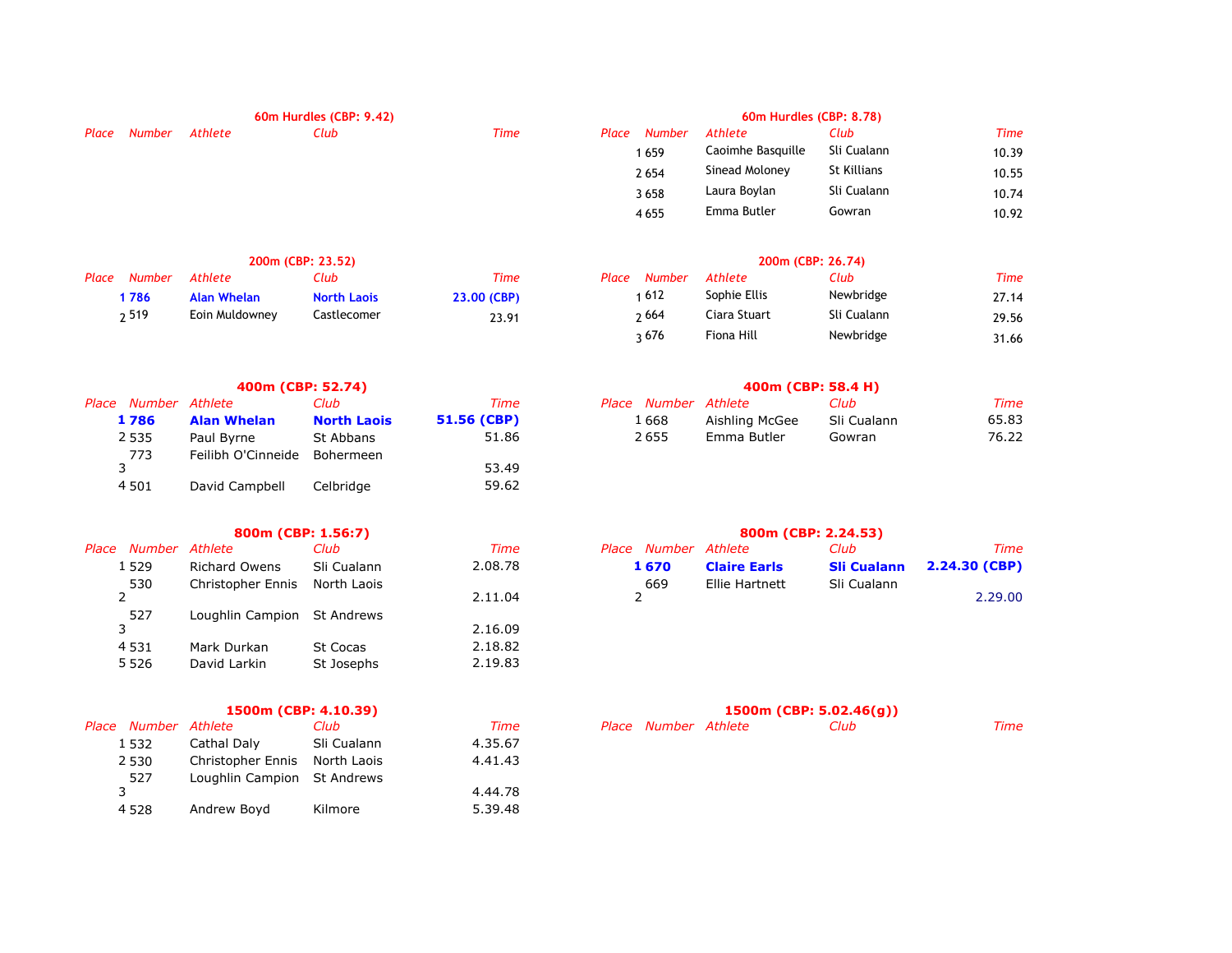### 60m Hurdles (CBP: 9.42)

| Place | Number | Athlete | Club | Time |
|---|---|---|---|---|

### 60m Hurdles (CBP: 8.78)

| Place | Number | Athlete | Club | Time |
|---|---|---|---|---|
| 1 | 659 | Caoimhe Basquille | Sli Cualann | 10.39 |
| 2 | 654 | Sinead Moloney | St Killians | 10.55 |
| 3 | 658 | Laura Boylan | Sli Cualann | 10.74 |
| 4 | 655 | Emma Butler | Gowran | 10.92 |

### 200m (CBP: 23.52)

| Place | Number | Athlete | Club | Time |
|---|---|---|---|---|
| **1** | **786** | **Alan Whelan** | **North Laois** | **23.00 (CBP)** |
| 2 | 519 | Eoin Muldowney | Castlecomer | 23.91 |

### 200m (CBP: 26.74)

| Place | Number | Athlete | Club | Time |
|---|---|---|---|---|
| 1 | 612 | Sophie Ellis | Newbridge | 27.14 |
| 2 | 664 | Ciara Stuart | Sli Cualann | 29.56 |
| 3 | 676 | Fiona Hill | Newbridge | 31.66 |

### 400m (CBP: 52.74)

| Place | Number | Athlete | Club | Time |
|---|---|---|---|---|
| **1** | **786** | **Alan Whelan** | **North Laois** | **51.56 (CBP)** |
| 2 | 535 | Paul Byrne | St Abbans | 51.86 |
| 3 | 773 | Feilibh O'Cinneide | Bohermeen | 53.49 |
| 4 | 501 | David Campbell | Celbridge | 59.62 |

### 400m (CBP: 58.4 H)

| Place | Number | Athlete | Club | Time |
|---|---|---|---|---|
| 1 | 668 | Aishling McGee | Sli Cualann | 65.83 |
| 2 | 655 | Emma Butler | Gowran | 76.22 |

### 800m (CBP: 1.56:7)

| Place | Number | Athlete | Club | Time |
|---|---|---|---|---|
| 1 | 529 | Richard Owens | Sli Cualann | 2.08.78 |
| 2 | 530 | Christopher Ennis | North Laois | 2.11.04 |
| 3 | 527 | Loughlin Campion | St Andrews | 2.16.09 |
| 4 | 531 | Mark Durkan | St Cocas | 2.18.82 |
| 5 | 526 | David Larkin | St Josephs | 2.19.83 |

### 800m (CBP: 2.24.53)

| Place | Number | Athlete | Club | Time |
|---|---|---|---|---|
| **1** | **670** | **Claire Earls** | **Sli Cualann** | **2.24.30 (CBP)** |
| 2 | 669 | Ellie Hartnett | Sli Cualann | 2.29.00 |

### 1500m (CBP: 4.10.39)

| Place | Number | Athlete | Club | Time |
|---|---|---|---|---|
| 1 | 532 | Cathal Daly | Sli Cualann | 4.35.67 |
| 2 | 530 | Christopher Ennis | North Laois | 4.41.43 |
| 3 | 527 | Loughlin Campion | St Andrews | 4.44.78 |
| 4 | 528 | Andrew Boyd | Kilmore | 5.39.48 |

### 1500m (CBP: 5.02.46(g))

| Place | Number | Athlete | Club | Time |
|---|---|---|---|---|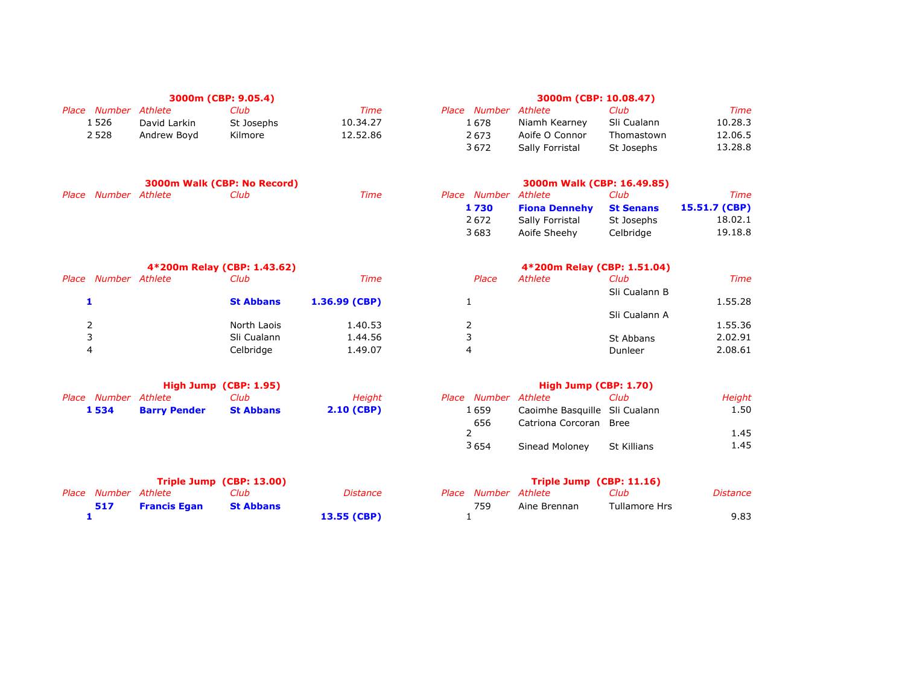### 3000m (CBP: 9.05.4)

| Place | Number | Athlete | Club | Time |
|---|---|---|---|---|
| 1 | 526 | David Larkin | St Josephs | 10.34.27 |
| 2 | 528 | Andrew Boyd | Kilmore | 12.52.86 |

### 3000m (CBP: 10.08.47)

| Place | Number | Athlete | Club | Time |
|---|---|---|---|---|
| 1 | 678 | Niamh Kearney | Sli Cualann | 10.28.3 |
| 2 | 673 | Aoife O Connor | Thomastown | 12.06.5 |
| 3 | 672 | Sally Forristal | St Josephs | 13.28.8 |

### 3000m Walk (CBP: No Record)

| Place | Number | Athlete | Club | Time |
|---|---|---|---|---|

### 3000m Walk (CBP: 16.49.85)

| Place | Number | Athlete | Club | Time |
|---|---|---|---|---|
| **1** | **730** | **Fiona Dennehy** | **St Senans** | **15.51.7 (CBP)** |
| 2 | 672 | Sally Forristal | St Josephs | 18.02.1 |
| 3 | 683 | Aoife Sheehy | Celbridge | 19.18.8 |

### 4*200m Relay (CBP: 1.43.62)

| Place | Number | Athlete | Club | Time |
|---|---|---|---|---|
| **1** | | | **St Abbans** | **1.36.99 (CBP)** |
| 2 | | | North Laois | 1.40.53 |
| 3 | | | Sli Cualann | 1.44.56 |
| 4 | | | Celbridge | 1.49.07 |

### 4*200m Relay (CBP: 1.51.04)

| Place | Athlete | Club | Time |
|---|---|---|---|
| 1 | | Sli Cualann B | 1.55.28 |
| 2 | | Sli Cualann A | 1.55.36 |
| 3 | | St Abbans | 2.02.91 |
| 4 | | Dunleer | 2.08.61 |

### High Jump (CBP: 1.95)

| Place | Number | Athlete | Club | Height |
|---|---|---|---|---|
| **1** | **534** | **Barry Pender** | **St Abbans** | **2.10 (CBP)** |

### High Jump (CBP: 1.70)

| Place | Number | Athlete | Club | Height |
|---|---|---|---|---|
| 1 | 659 | Caoimhe Basquille | Sli Cualann | 1.50 |
| 2 | 656 | Catriona Corcoran | Bree | 1.45 |
| 3 | 654 | Sinead Moloney | St Killians | 1.45 |

### Triple Jump (CBP: 13.00)

| Place | Number | Athlete | Club | Distance |
|---|---|---|---|---|
| **1** | **517** | **Francis Egan** | **St Abbans** | **13.55 (CBP)** |

### Triple Jump (CBP: 11.16)

| Place | Number | Athlete | Club | Distance |
|---|---|---|---|---|
| 1 | 759 | Aine Brennan | Tullamore Hrs | 9.83 |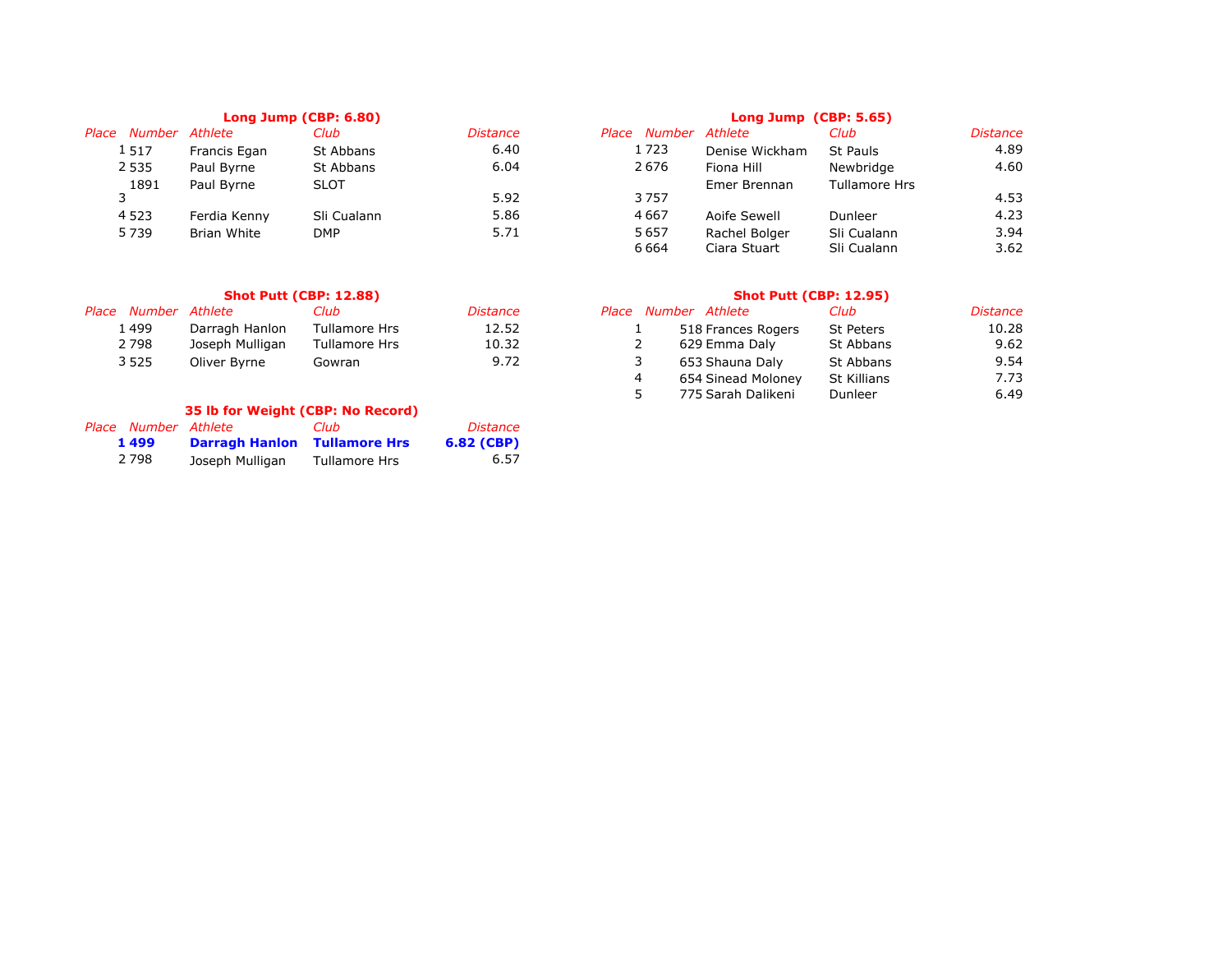### Long Jump (CBP: 6.80)

| Place | Number | Athlete | Club | Distance |
|---|---|---|---|---|
| 1 | 517 | Francis Egan | St Abbans | 6.40 |
| 2 | 535 | Paul Byrne | St Abbans | 6.04 |
| 3 | 1891 | Paul Byrne | SLOT | 5.92 |
| 4 | 523 | Ferdia Kenny | Sli Cualann | 5.86 |
| 5 | 739 | Brian White | DMP | 5.71 |

### Long Jump (CBP: 5.65)

| Place | Number | Athlete | Club | Distance |
|---|---|---|---|---|
| 1 | 723 | Denise Wickham | St Pauls | 4.89 |
| 2 | 676 | Fiona Hill | Newbridge | 4.60 |
| 3 | 757 | Emer Brennan | Tullamore Hrs | 4.53 |
| 4 | 667 | Aoife Sewell | Dunleer | 4.23 |
| 5 | 657 | Rachel Bolger | Sli Cualann | 3.94 |
| 6 | 664 | Ciara Stuart | Sli Cualann | 3.62 |

### Shot Putt (CBP: 12.88)

| Place | Number | Athlete | Club | Distance |
|---|---|---|---|---|
| 1 | 499 | Darragh Hanlon | Tullamore Hrs | 12.52 |
| 2 | 798 | Joseph Mulligan | Tullamore Hrs | 10.32 |
| 3 | 525 | Oliver Byrne | Gowran | 9.72 |

### Shot Putt (CBP: 12.95)

| Place | Number | Athlete | Club | Distance |
|---|---|---|---|---|
| 1 | 518 | Frances Rogers | St Peters | 10.28 |
| 2 | 629 | Emma Daly | St Abbans | 9.62 |
| 3 | 653 | Shauna Daly | St Abbans | 9.54 |
| 4 | 654 | Sinead Moloney | St Killians | 7.73 |
| 5 | 775 | Sarah Dalikeni | Dunleer | 6.49 |

### 35 lb for Weight (CBP: No Record)

| Place | Number | Athlete | Club | Distance |
|---|---|---|---|---|
| **1** | **499** | **Darragh Hanlon** | **Tullamore Hrs** | **6.82 (CBP)** |
| 2 | 798 | Joseph Mulligan | Tullamore Hrs | 6.57 |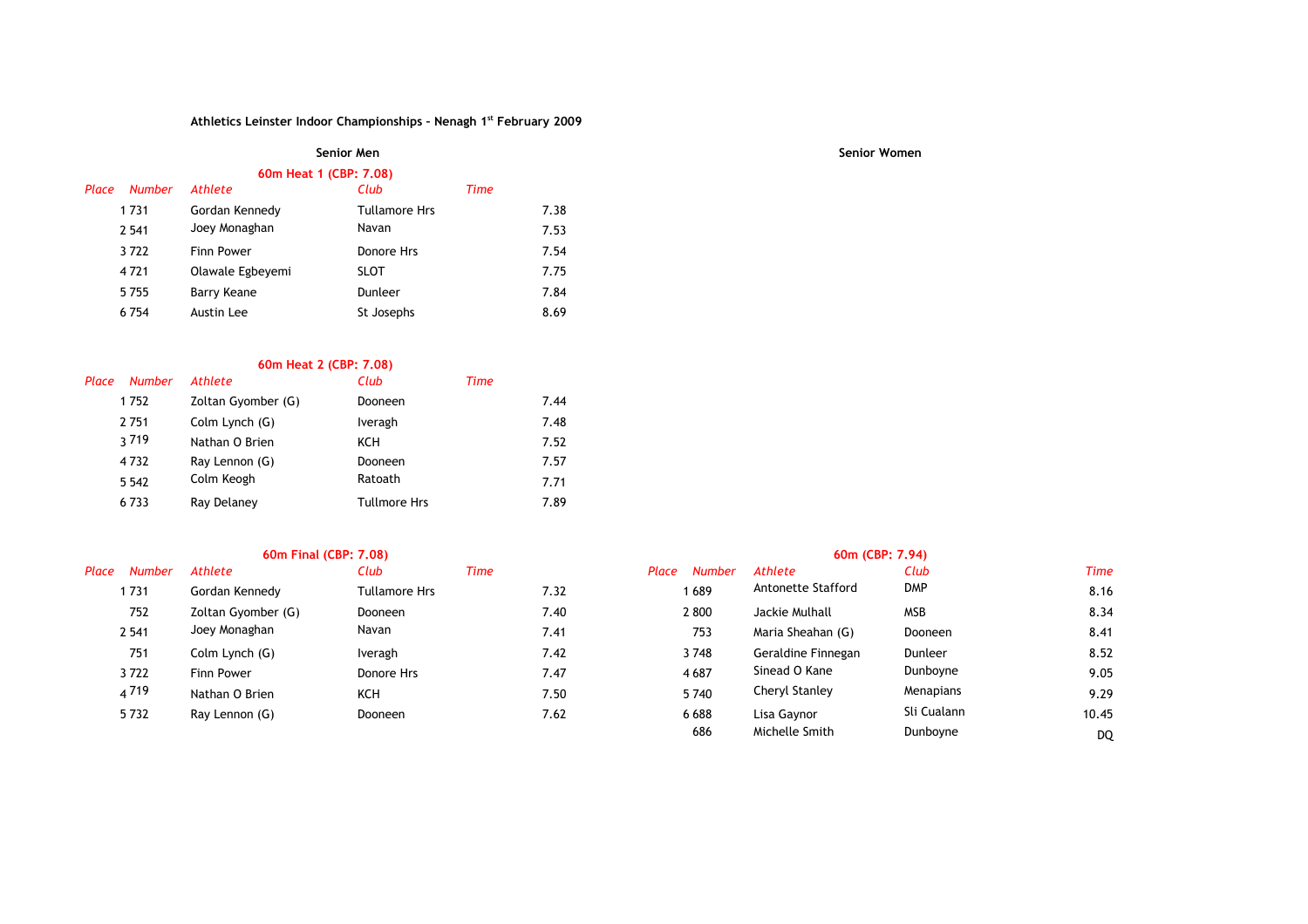# Athletics Leinster Indoor Championships – Nenagh 1st February 2009

## Senior Men

### 60m Heat 1 (CBP: 7.08)

| Place | Number | Athlete | Club | Time |
|---|---|---|---|---|
| 1 | 731 | Gordan Kennedy | Tullamore Hrs | 7.38 |
| 2 | 541 | Joey Monaghan | Navan | 7.53 |
| 3 | 722 | Finn Power | Donore Hrs | 7.54 |
| 4 | 721 | Olawale Egbeyemi | SLOT | 7.75 |
| 5 | 755 | Barry Keane | Dunleer | 7.84 |
| 6 | 754 | Austin Lee | St Josephs | 8.69 |

### 60m Heat 2 (CBP: 7.08)

| Place | Number | Athlete | Club | Time |
|---|---|---|---|---|
| 1 | 752 | Zoltan Gyomber (G) | Dooneen | 7.44 |
| 2 | 751 | Colm Lynch (G) | Iveragh | 7.48 |
| 3 | 719 | Nathan O Brien | KCH | 7.52 |
| 4 | 732 | Ray Lennon (G) | Dooneen | 7.57 |
| 5 | 542 | Colm Keogh | Ratoath | 7.71 |
| 6 | 733 | Ray Delaney | Tullmore Hrs | 7.89 |

### 60m Final (CBP: 7.08)

| Place | Number | Athlete | Club | Time |
|---|---|---|---|---|
| 1 | 731 | Gordan Kennedy | Tullamore Hrs | 7.32 |
| | 752 | Zoltan Gyomber (G) | Dooneen | 7.40 |
| 2 | 541 | Joey Monaghan | Navan | 7.41 |
| | 751 | Colm Lynch (G) | Iveragh | 7.42 |
| 3 | 722 | Finn Power | Donore Hrs | 7.47 |
| 4 | 719 | Nathan O Brien | KCH | 7.50 |
| 5 | 732 | Ray Lennon (G) | Dooneen | 7.62 |

## Senior Women

### 60m (CBP: 7.94)

| Place | Number | Athlete | Club | Time |
|---|---|---|---|---|
| 1 | 689 | Antonette Stafford | DMP | 8.16 |
| 2 | 800 | Jackie Mulhall | MSB | 8.34 |
| | 753 | Maria Sheahan (G) | Dooneen | 8.41 |
| 3 | 748 | Geraldine Finnegan | Dunleer | 8.52 |
| 4 | 687 | Sinead O Kane | Dunboyne | 9.05 |
| 5 | 740 | Cheryl Stanley | Menapians | 9.29 |
| 6 | 688 | Lisa Gaynor | Sli Cualann | 10.45 |
| | 686 | Michelle Smith | Dunboyne | DQ |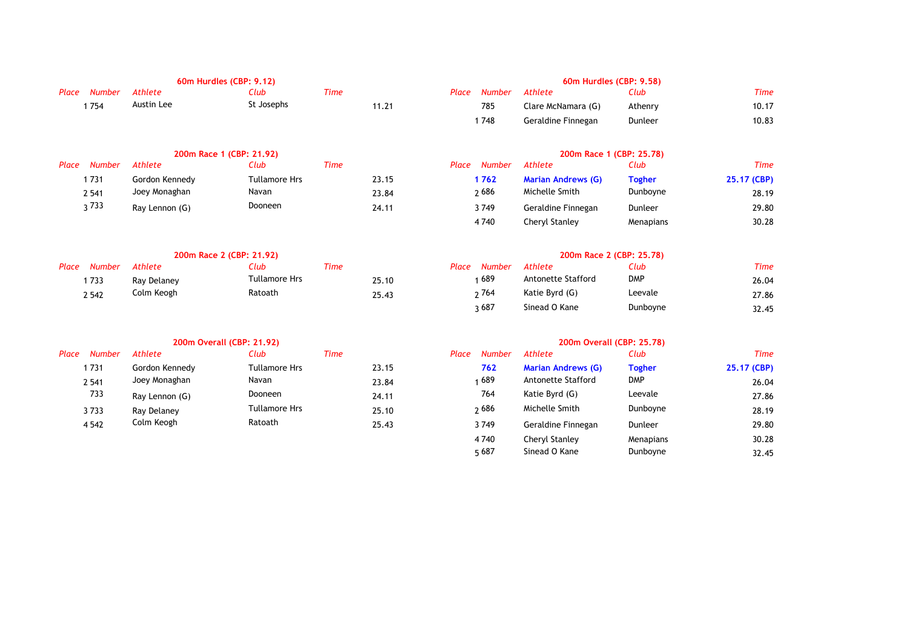### 60m Hurdles (CBP: 9.12)

| Place | Number | Athlete | Club | Time |
|---|---|---|---|---|
| 1 | 754 | Austin Lee | St Josephs | 11.21 |

### 60m Hurdles (CBP: 9.58)

| Place | Number | Athlete | Club | Time |
|---|---|---|---|---|
| | 785 | Clare McNamara (G) | Athenry | 10.17 |
| 1 | 748 | Geraldine Finnegan | Dunleer | 10.83 |

### 200m Race 1 (CBP: 21.92)

| Place | Number | Athlete | Club | Time |
|---|---|---|---|---|
| 1 | 731 | Gordon Kennedy | Tullamore Hrs | 23.15 |
| 2 | 541 | Joey Monaghan | Navan | 23.84 |
| 3 | 733 | Ray Lennon (G) | Dooneen | 24.11 |

### 200m Race 1 (CBP: 25.78)

| Place | Number | Athlete | Club | Time |
|---|---|---|---|---|
| **1** | **762** | **Marian Andrews (G)** | **Togher** | **25.17 (CBP)** |
| 2 | 686 | Michelle Smith | Dunboyne | 28.19 |
| 3 | 749 | Geraldine Finnegan | Dunleer | 29.80 |
| 4 | 740 | Cheryl Stanley | Menapians | 30.28 |

### 200m Race 2 (CBP: 21.92)

| Place | Number | Athlete | Club | Time |
|---|---|---|---|---|
| 1 | 733 | Ray Delaney | Tullamore Hrs | 25.10 |
| 2 | 542 | Colm Keogh | Ratoath | 25.43 |

### 200m Race 2 (CBP: 25.78)

| Place | Number | Athlete | Club | Time |
|---|---|---|---|---|
| 1 | 689 | Antonette Stafford | DMP | 26.04 |
| 2 | 764 | Katie Byrd (G) | Leevale | 27.86 |
| 3 | 687 | Sinead O Kane | Dunboyne | 32.45 |

### 200m Overall (CBP: 21.92)

| Place | Number | Athlete | Club | Time |
|---|---|---|---|---|
| 1 | 731 | Gordon Kennedy | Tullamore Hrs | 23.15 |
| 2 | 541 | Joey Monaghan | Navan | 23.84 |
| | 733 | Ray Lennon (G) | Dooneen | 24.11 |
| 3 | 733 | Ray Delaney | Tullamore Hrs | 25.10 |
| 4 | 542 | Colm Keogh | Ratoath | 25.43 |

### 200m Overall (CBP: 25.78)

| Place | Number | Athlete | Club | Time |
|---|---|---|---|---|
| | **762** | **Marian Andrews (G)** | **Togher** | **25.17 (CBP)** |
| 1 | 689 | Antonette Stafford | DMP | 26.04 |
| | 764 | Katie Byrd (G) | Leevale | 27.86 |
| 2 | 686 | Michelle Smith | Dunboyne | 28.19 |
| 3 | 749 | Geraldine Finnegan | Dunleer | 29.80 |
| 4 | 740 | Cheryl Stanley | Menapians | 30.28 |
| 5 | 687 | Sinead O Kane | Dunboyne | 32.45 |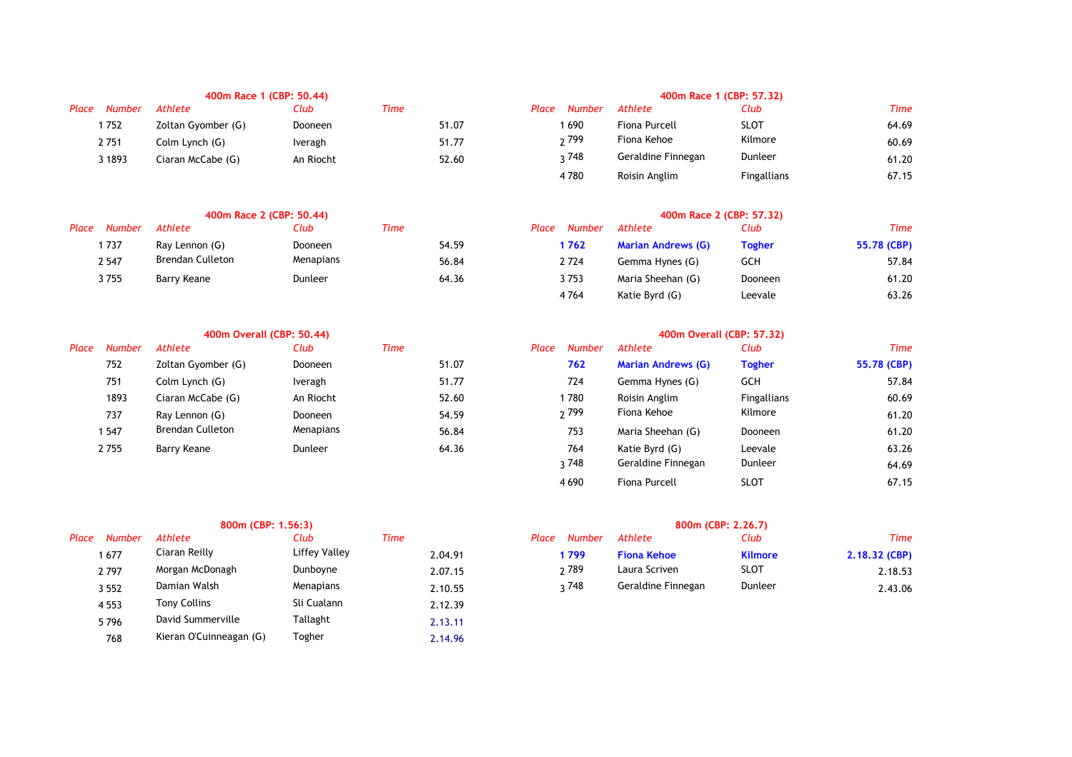### 400m Race 1 (CBP: 50.44)

| Place | Number | Athlete | Club | Time |
|---|---|---|---|---|
| 1 | 752 | Zoltan Gyomber (G) | Dooneen | 51.07 |
| 2 | 751 | Colm Lynch (G) | Iveragh | 51.77 |
| 3 | 1893 | Ciaran McCabe (G) | An Riocht | 52.60 |

### 400m Race 1 (CBP: 57.32)

| Place | Number | Athlete | Club | Time |
|---|---|---|---|---|
| 1 | 690 | Fiona Purcell | SLOT | 64.69 |
| 2 | 799 | Fiona Kehoe | Kilmore | 60.69 |
| 3 | 748 | Geraldine Finnegan | Dunleer | 61.20 |
| 4 | 780 | Roisin Anglim | Fingallians | 67.15 |

### 400m Race 2 (CBP: 50.44)

| Place | Number | Athlete | Club | Time |
|---|---|---|---|---|
| 1 | 737 | Ray Lennon (G) | Dooneen | 54.59 |
| 2 | 547 | Brendan Culleton | Menapians | 56.84 |
| 3 | 755 | Barry Keane | Dunleer | 64.36 |

### 400m Race 2 (CBP: 57.32)

| Place | Number | Athlete | Club | Time |
|---|---|---|---|---|
| **1** | **762** | **Marian Andrews (G)** | **Togher** | **55.78 (CBP)** |
| 2 | 724 | Gemma Hynes (G) | GCH | 57.84 |
| 3 | 753 | Maria Sheehan (G) | Dooneen | 61.20 |
| 4 | 764 | Katie Byrd (G) | Leevale | 63.26 |

### 400m Overall (CBP: 50.44)

| Place | Number | Athlete | Club | Time |
|---|---|---|---|---|
| | 752 | Zoltan Gyomber (G) | Dooneen | 51.07 |
| | 751 | Colm Lynch (G) | Iveragh | 51.77 |
| | 1893 | Ciaran McCabe (G) | An Riocht | 52.60 |
| | 737 | Ray Lennon (G) | Dooneen | 54.59 |
| 1 | 547 | Brendan Culleton | Menapians | 56.84 |
| 2 | 755 | Barry Keane | Dunleer | 64.36 |

### 400m Overall (CBP: 57.32)

| Place | Number | Athlete | Club | Time |
|---|---|---|---|---|
| | **762** | **Marian Andrews (G)** | **Togher** | **55.78 (CBP)** |
| | 724 | Gemma Hynes (G) | GCH | 57.84 |
| 1 | 780 | Roisin Anglim | Fingallians | 60.69 |
| 2 | 799 | Fiona Kehoe | Kilmore | 61.20 |
| | 753 | Maria Sheehan (G) | Dooneen | 61.20 |
| | 764 | Katie Byrd (G) | Leevale | 63.26 |
| 3 | 748 | Geraldine Finnegan | Dunleer | 64.69 |
| 4 | 690 | Fiona Purcell | SLOT | 67.15 |

### 800m (CBP: 1.56:3)

| Place | Number | Athlete | Club | Time |
|---|---|---|---|---|
| 1 | 677 | Ciaran Reilly | Liffey Valley | 2.04.91 |
| 2 | 797 | Morgan McDonagh | Dunboyne | 2.07.15 |
| 3 | 552 | Damian Walsh | Menapians | 2.10.55 |
| 4 | 553 | Tony Collins | Sli Cualann | 2.12.39 |
| 5 | 796 | David Summerville | Tallaght | 2.13.11 |
| | 768 | Kieran O'Cuinneagan (G) | Togher | 2.14.96 |

### 800m (CBP: 2.26.7)

| Place | Number | Athlete | Club | Time |
|---|---|---|---|---|
| **1** | **799** | **Fiona Kehoe** | **Kilmore** | **2.18.32 (CBP)** |
| 2 | 789 | Laura Scriven | SLOT | 2.18.53 |
| 3 | 748 | Geraldine Finnegan | Dunleer | 2.43.06 |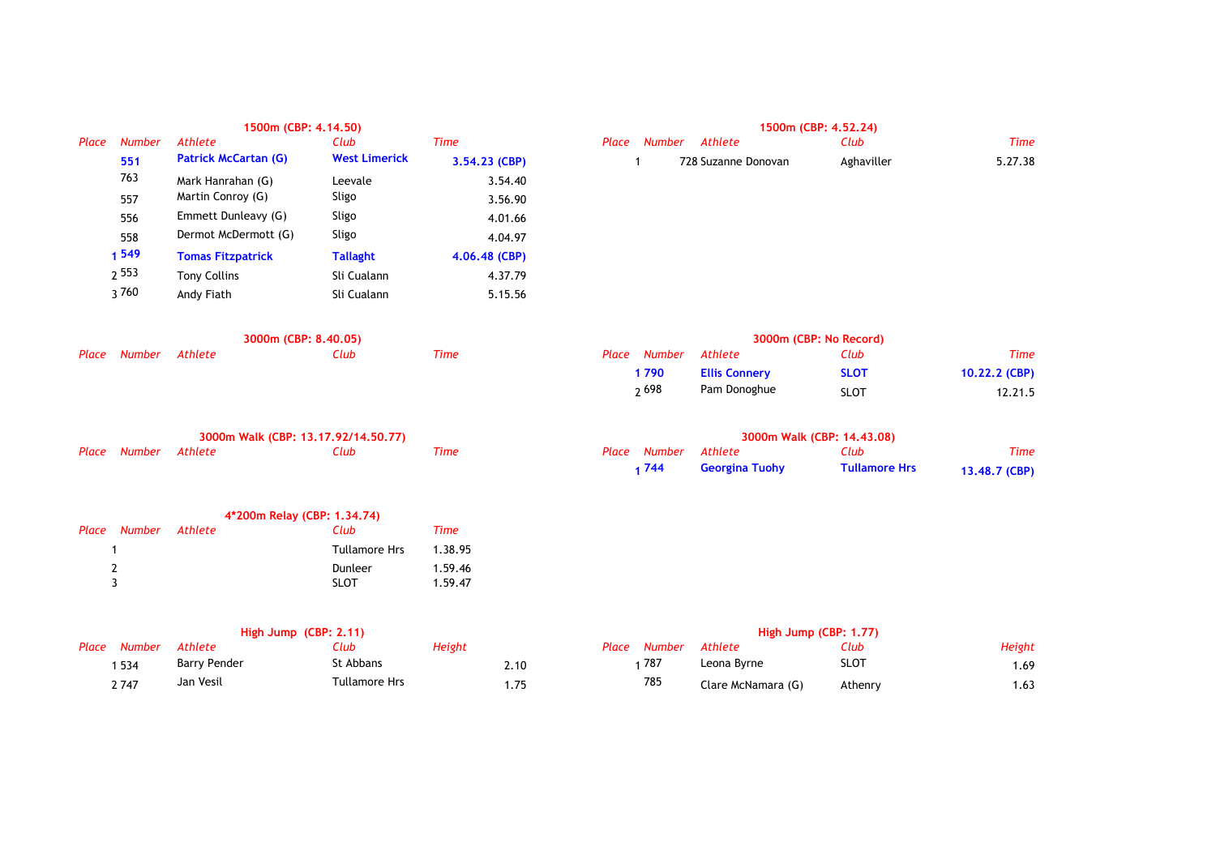### 1500m (CBP: 4.14.50)

| Place | Number | Athlete | Club | Time |
|---|---|---|---|---|
| | **551** | **Patrick McCartan (G)** | **West Limerick** | **3.54.23 (CBP)** |
| | 763 | Mark Hanrahan (G) | Leevale | 3.54.40 |
| | 557 | Martin Conroy (G) | Sligo | 3.56.90 |
| | 556 | Emmett Dunleavy (G) | Sligo | 4.01.66 |
| | 558 | Dermot McDermott (G) | Sligo | 4.04.97 |
| 1 | **549** | **Tomas Fitzpatrick** | **Tallaght** | **4.06.48 (CBP)** |
| 2 | 553 | Tony Collins | Sli Cualann | 4.37.79 |
| 3 | 760 | Andy Fiath | Sli Cualann | 5.15.56 |

### 1500m (CBP: 4.52.24)

| Place | Number | Athlete | Club | Time |
|---|---|---|---|---|
| 1 | 728 | Suzanne Donovan | Aghaviller | 5.27.38 |

### 3000m (CBP: 8.40.05)

| Place | Number | Athlete | Club | Time |
|---|---|---|---|---|

### 3000m (CBP: No Record)

| Place | Number | Athlete | Club | Time |
|---|---|---|---|---|
| **1** | **790** | **Ellis Connery** | **SLOT** | **10.22.2 (CBP)** |
| 2 | 698 | Pam Donoghue | SLOT | 12.21.5 |

### 3000m Walk (CBP: 13.17.92/14.50.77)

| Place | Number | Athlete | Club | Time |
|---|---|---|---|---|

### 3000m Walk (CBP: 14.43.08)

| Place | Number | Athlete | Club | Time |
|---|---|---|---|---|
| **1** | **744** | **Georgina Tuohy** | **Tullamore Hrs** | **13.48.7 (CBP)** |

### 4*200m Relay (CBP: 1.34.74)

| Place | Number | Athlete | Club | Time |
|---|---|---|---|---|
| 1 | | | Tullamore Hrs | 1.38.95 |
| 2 | | | Dunleer | 1.59.46 |
| 3 | | | SLOT | 1.59.47 |

### High Jump (CBP: 2.11)

| Place | Number | Athlete | Club | Height |
|---|---|---|---|---|
| 1 | 534 | Barry Pender | St Abbans | 2.10 |
| 2 | 747 | Jan Vesil | Tullamore Hrs | 1.75 |

### High Jump (CBP: 1.77)

| Place | Number | Athlete | Club | Height |
|---|---|---|---|---|
| 1 | 787 | Leona Byrne | SLOT | 1.69 |
| | 785 | Clare McNamara (G) | Athenry | 1.63 |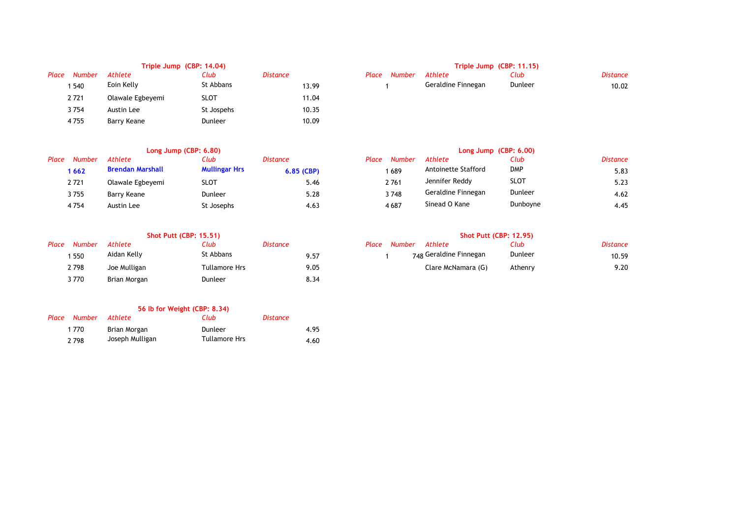### Triple Jump (CBP: 14.04)

| Place | Number | Athlete | Club | Distance |
|---|---|---|---|---|
| 1 | 540 | Eoin Kelly | St Abbans | 13.99 |
| 2 | 721 | Olawale Egbeyemi | SLOT | 11.04 |
| 3 | 754 | Austin Lee | St Jospehs | 10.35 |
| 4 | 755 | Barry Keane | Dunleer | 10.09 |

### Triple Jump (CBP: 11.15)

| Place | Number | Athlete | Club | Distance |
|---|---|---|---|---|
| 1 | | Geraldine Finnegan | Dunleer | 10.02 |

### Long Jump (CBP: 6.80)

| Place | Number | Athlete | Club | Distance |
|---|---|---|---|---|
| **1** | **662** | **Brendan Marshall** | **Mullingar Hrs** | **6.85 (CBP)** |
| 2 | 721 | Olawale Egbeyemi | SLOT | 5.46 |
| 3 | 755 | Barry Keane | Dunleer | 5.28 |
| 4 | 754 | Austin Lee | St Josephs | 4.63 |

### Long Jump (CBP: 6.00)

| Place | Number | Athlete | Club | Distance |
|---|---|---|---|---|
| 1 | 689 | Antoinette Stafford | DMP | 5.83 |
| 2 | 761 | Jennifer Reddy | SLOT | 5.23 |
| 3 | 748 | Geraldine Finnegan | Dunleer | 4.62 |
| 4 | 687 | Sinead O Kane | Dunboyne | 4.45 |

### Shot Putt (CBP: 15.51)

| Place | Number | Athlete | Club | Distance |
|---|---|---|---|---|
| 1 | 550 | Aidan Kelly | St Abbans | 9.57 |
| 2 | 798 | Joe Mulligan | Tullamore Hrs | 9.05 |
| 3 | 770 | Brian Morgan | Dunleer | 8.34 |

### Shot Putt (CBP: 12.95)

| Place | Number | Athlete | Club | Distance |
|---|---|---|---|---|
| 1 | 748 | Geraldine Finnegan | Dunleer | 10.59 |
| | | Clare McNamara (G) | Athenry | 9.20 |

### 56 lb for Weight (CBP: 8.34)

| Place | Number | Athlete | Club | Distance |
|---|---|---|---|---|
| 1 | 770 | Brian Morgan | Dunleer | 4.95 |
| 2 | 798 | Joseph Mulligan | Tullamore Hrs | 4.60 |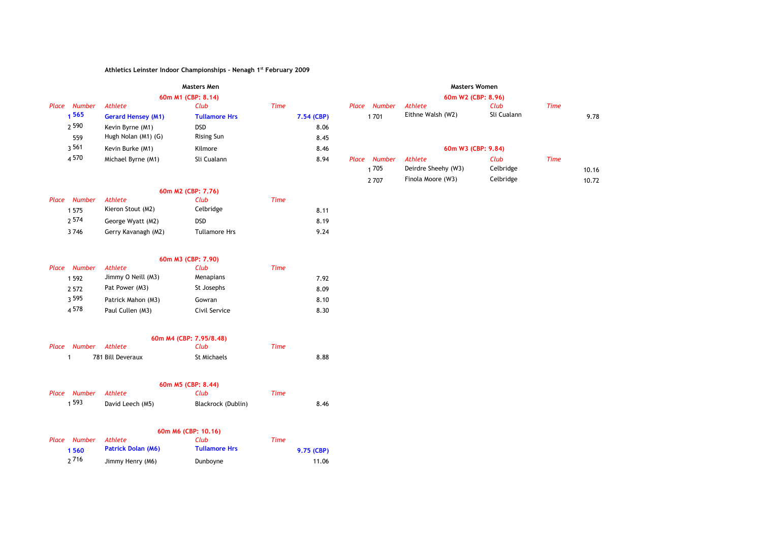**Athletics Leinster Indoor Championships - Nenagh 1st February 2009**

## Masters Men

### 60m M1 (CBP: 8.14)

| Place | Number | Athlete | Club | Time |
|---|---|---|---|---|
| 1 | 565 | **Gerard Hensey (M1)** | **Tullamore Hrs** | **7.54 (CBP)** |
| 2 | 590 | Kevin Byrne (M1) | DSD | 8.06 |
| | 559 | Hugh Nolan (M1) (G) | Rising Sun | 8.45 |
| 3 | 561 | Kevin Burke (M1) | Kilmore | 8.46 |
| 4 | 570 | Michael Byrne (M1) | Sli Cualann | 8.94 |

### 60m M2 (CBP: 7.76)

| Place | Number | Athlete | Club | Time |
|---|---|---|---|---|
| 1 | 575 | Kieron Stout (M2) | Celbridge | 8.11 |
| 2 | 574 | George Wyatt (M2) | DSD | 8.19 |
| 3 | 746 | Gerry Kavanagh (M2) | Tullamore Hrs | 9.24 |

### 60m M3 (CBP: 7.90)

| Place | Number | Athlete | Club | Time |
|---|---|---|---|---|
| 1 | 592 | Jimmy O Neill (M3) | Menapians | 7.92 |
| 2 | 572 | Pat Power (M3) | St Josephs | 8.09 |
| 3 | 595 | Patrick Mahon (M3) | Gowran | 8.10 |
| 4 | 578 | Paul Cullen (M3) | Civil Service | 8.30 |

### 60m M4 (CBP: 7.95/8.48)

| Place | Number | Athlete | Club | Time |
|---|---|---|---|---|
| 1 | 781 | Bill Deveraux | St Michaels | 8.88 |

### 60m M5 (CBP: 8.44)

| Place | Number | Athlete | Club | Time |
|---|---|---|---|---|
| 1 | 593 | David Leech (M5) | Blackrock (Dublin) | 8.46 |

### 60m M6 (CBP: 10.16)

| Place | Number | Athlete | Club | Time |
|---|---|---|---|---|
| **1** | **560** | **Patrick Dolan (M6)** | **Tullamore Hrs** | **9.75 (CBP)** |
| 2 | 716 | Jimmy Henry (M6) | Dunboyne | 11.06 |

## Masters Women

### 60m W2 (CBP: 8.96)

| Place | Number | Athlete | Club | Time |
|---|---|---|---|---|
| 1 | 701 | Eithne Walsh (W2) | Sli Cualann | 9.78 |

### 60m W3 (CBP: 9.84)

| Place | Number | Athlete | Club | Time |
|---|---|---|---|---|
| 1 | 705 | Deirdre Sheehy (W3) | Celbridge | 10.16 |
| 2 | 707 | Finola Moore (W3) | Celbridge | 10.72 |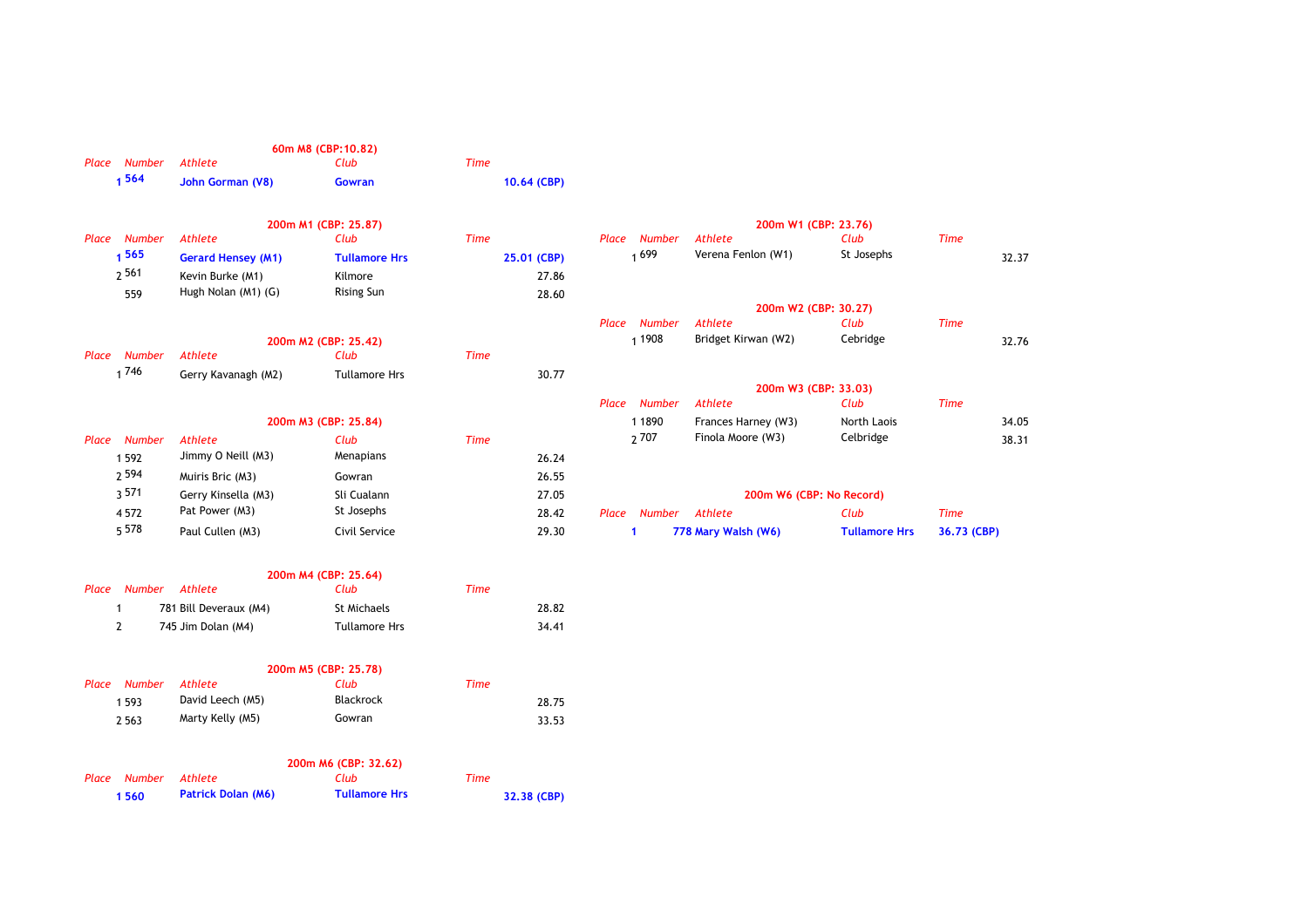### 60m M8 (CBP:10.82)

| Place | Number | Athlete | Club | Time |
|---|---|---|---|---|
| **1** | **564** | **John Gorman (V8)** | **Gowran** | **10.64 (CBP)** |

### 200m M1 (CBP: 25.87)

| Place | Number | Athlete | Club | Time |
|---|---|---|---|---|
| **1** | **565** | **Gerard Hensey (M1)** | **Tullamore Hrs** | **25.01 (CBP)** |
| 2 | 561 | Kevin Burke (M1) | Kilmore | 27.86 |
| | 559 | Hugh Nolan (M1) (G) | Rising Sun | 28.60 |

### 200m M2 (CBP: 25.42)

| Place | Number | Athlete | Club | Time |
|---|---|---|---|---|
| 1 | 746 | Gerry Kavanagh (M2) | Tullamore Hrs | 30.77 |

### 200m M3 (CBP: 25.84)

| Place | Number | Athlete | Club | Time |
|---|---|---|---|---|
| 1 | 592 | Jimmy O Neill (M3) | Menapians | 26.24 |
| 2 | 594 | Muiris Bric (M3) | Gowran | 26.55 |
| 3 | 571 | Gerry Kinsella (M3) | Sli Cualann | 27.05 |
| 4 | 572 | Pat Power (M3) | St Josephs | 28.42 |
| 5 | 578 | Paul Cullen (M3) | Civil Service | 29.30 |

### 200m M4 (CBP: 25.64)

| Place | Number | Athlete | Club | Time |
|---|---|---|---|---|
| 1 | 781 | Bill Deveraux (M4) | St Michaels | 28.82 |
| 2 | 745 | Jim Dolan (M4) | Tullamore Hrs | 34.41 |

### 200m M5 (CBP: 25.78)

| Place | Number | Athlete | Club | Time |
|---|---|---|---|---|
| 1 | 593 | David Leech (M5) | Blackrock | 28.75 |
| 2 | 563 | Marty Kelly (M5) | Gowran | 33.53 |

### 200m M6 (CBP: 32.62)

| Place | Number | Athlete | Club | Time |
|---|---|---|---|---|
| **1** | **560** | **Patrick Dolan (M6)** | **Tullamore Hrs** | **32.38 (CBP)** |

### 200m W1 (CBP: 23.76)

| Place | Number | Athlete | Club | Time |
|---|---|---|---|---|
| 1 | 699 | Verena Fenlon (W1) | St Josephs | 32.37 |

### 200m W2 (CBP: 30.27)

| Place | Number | Athlete | Club | Time |
|---|---|---|---|---|
| 1 | 1908 | Bridget Kirwan (W2) | Cebridge | 32.76 |

### 200m W3 (CBP: 33.03)

| Place | Number | Athlete | Club | Time |
|---|---|---|---|---|
| 1 | 1890 | Frances Harney (W3) | North Laois | 34.05 |
| 2 | 707 | Finola Moore (W3) | Celbridge | 38.31 |

### 200m W6 (CBP: No Record)

| Place | Number | Athlete | Club | Time |
|---|---|---|---|---|
| **1** | **778** | **Mary Walsh (W6)** | **Tullamore Hrs** | **36.73 (CBP)** |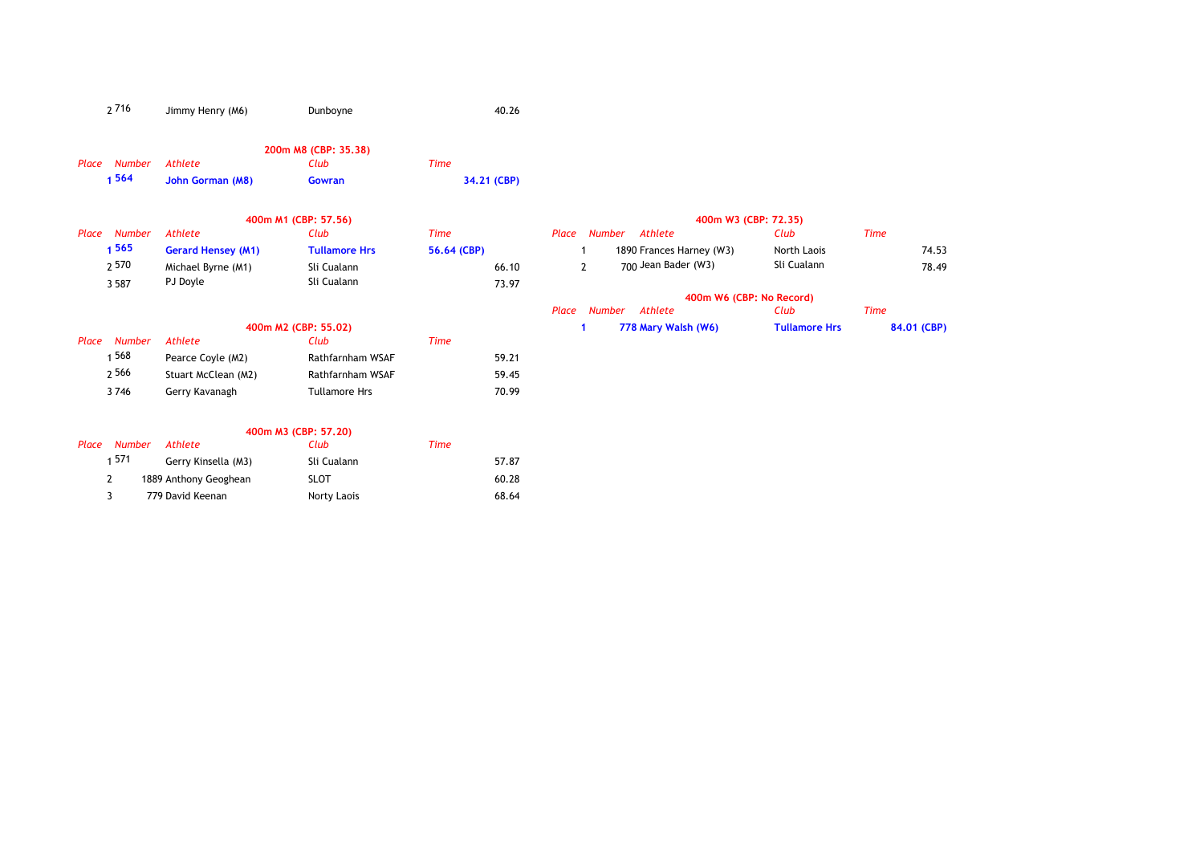| Place | Number | Athlete | Club | Time |
|---|---|---|---|---|
| 2 | 716 | Jimmy Henry (M6) | Dunboyne | 40.26 |

### 200m M8 (CBP: 35.38)

| Place | Number | Athlete | Club | Time |
|---|---|---|---|---|
| **1** | **564** | **John Gorman (M8)** | **Gowran** | **34.21 (CBP)** |

### 400m M1 (CBP: 57.56)

| Place | Number | Athlete | Club | Time |
|---|---|---|---|---|
| **1** | **565** | **Gerard Hensey (M1)** | **Tullamore Hrs** | **56.64 (CBP)** |
| 2 | 570 | Michael Byrne (M1) | Sli Cualann | 66.10 |
| 3 | 587 | PJ Doyle | Sli Cualann | 73.97 |

### 400m M2 (CBP: 55.02)

| Place | Number | Athlete | Club | Time |
|---|---|---|---|---|
| 1 | 568 | Pearce Coyle (M2) | Rathfarnham WSAF | 59.21 |
| 2 | 566 | Stuart McClean (M2) | Rathfarnham WSAF | 59.45 |
| 3 | 746 | Gerry Kavanagh | Tullamore Hrs | 70.99 |

### 400m M3 (CBP: 57.20)

| Place | Number | Athlete | Club | Time |
|---|---|---|---|---|
| 1 | 571 | Gerry Kinsella (M3) | Sli Cualann | 57.87 |
| 2 | 1889 | Anthony Geoghean | SLOT | 60.28 |
| 3 | 779 | David Keenan | Norty Laois | 68.64 |

### 400m W3 (CBP: 72.35)

| Place | Number | Athlete | Club | Time |
|---|---|---|---|---|
| 1 | 1890 | Frances Harney (W3) | North Laois | 74.53 |
| 2 | 700 | Jean Bader (W3) | Sli Cualann | 78.49 |

### 400m W6 (CBP: No Record)

| Place | Number | Athlete | Club | Time |
|---|---|---|---|---|
| **1** | **778** | **Mary Walsh (W6)** | **Tullamore Hrs** | **84.01 (CBP)** |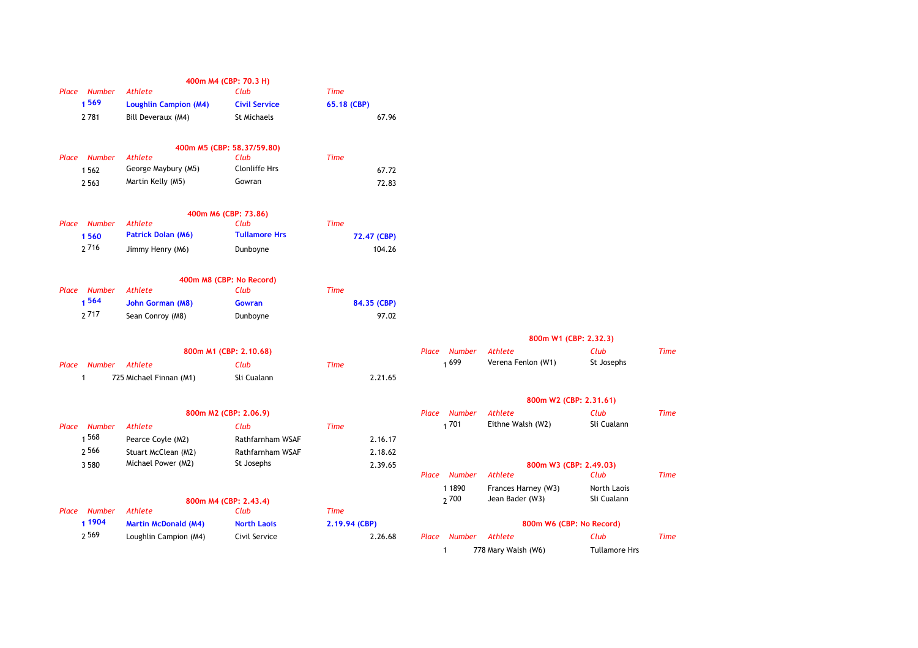### 400m M4 (CBP: 70.3 H)

| Place | Number | Athlete | Club | Time |
|---|---|---|---|---|
| **1** | **569** | **Loughlin Campion (M4)** | **Civil Service** | **65.18 (CBP)** |
| 2 | 781 | Bill Deveraux (M4) | St Michaels | 67.96 |

### 400m M5 (CBP: 58.37/59.80)

| Place | Number | Athlete | Club | Time |
|---|---|---|---|---|
| 1 | 562 | George Maybury (M5) | Clonliffe Hrs | 67.72 |
| 2 | 563 | Martin Kelly (M5) | Gowran | 72.83 |

### 400m M6 (CBP: 73.86)

| Place | Number | Athlete | Club | Time |
|---|---|---|---|---|
| **1** | **560** | **Patrick Dolan (M6)** | **Tullamore Hrs** | **72.47 (CBP)** |
| 2 | 716 | Jimmy Henry (M6) | Dunboyne | 104.26 |

### 400m M8 (CBP: No Record)

| Place | Number | Athlete | Club | Time |
|---|---|---|---|---|
| **1** | **564** | **John Gorman (M8)** | **Gowran** | **84.35 (CBP)** |
| 2 | 717 | Sean Conroy (M8) | Dunboyne | 97.02 |

### 800m M1 (CBP: 2.10.68)

| Place | Number | Athlete | Club | Time |
|---|---|---|---|---|
| 1 | 725 | Michael Finnan (M1) | Sli Cualann | 2.21.65 |

### 800m M2 (CBP: 2.06.9)

| Place | Number | Athlete | Club | Time |
|---|---|---|---|---|
| 1 | 568 | Pearce Coyle (M2) | Rathfarnham WSAF | 2.16.17 |
| 2 | 566 | Stuart McClean (M2) | Rathfarnham WSAF | 2.18.62 |
| 3 | 580 | Michael Power (M2) | St Josephs | 2.39.65 |

### 800m M4 (CBP: 2.43.4)

| Place | Number | Athlete | Club | Time |
|---|---|---|---|---|
| **1** | **1904** | **Martin McDonald (M4)** | **North Laois** | **2.19.94 (CBP)** |
| 2 | 569 | Loughlin Campion (M4) | Civil Service | 2.26.68 |

### 800m W1 (CBP: 2.32.3)

| Place | Number | Athlete | Club | Time |
|---|---|---|---|---|
| 1 | 699 | Verena Fenlon (W1) | St Josephs | |

### 800m W2 (CBP: 2.31.61)

| Place | Number | Athlete | Club | Time |
|---|---|---|---|---|
| 1 | 701 | Eithne Walsh (W2) | Sli Cualann | |

### 800m W3 (CBP: 2.49.03)

| Place | Number | Athlete | Club | Time |
|---|---|---|---|---|
| 1 | 1890 | Frances Harney (W3) | North Laois | |
| 2 | 700 | Jean Bader (W3) | Sli Cualann | |

### 800m W6 (CBP: No Record)

| Place | Number | Athlete | Club | Time |
|---|---|---|---|---|
| 1 | 778 | Mary Walsh (W6) | Tullamore Hrs | |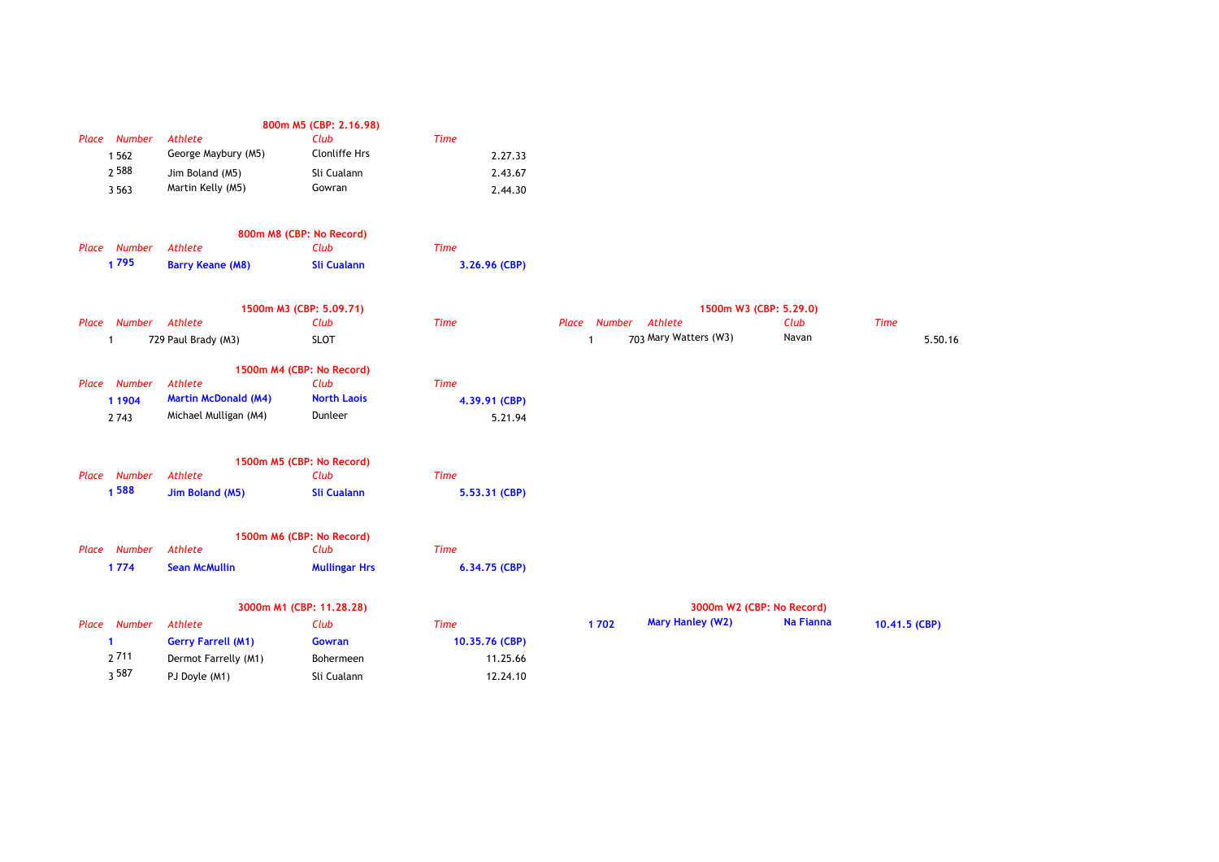### 800m M5 (CBP: 2.16.98)

| Place | Number | Athlete | Club | Time |
|---|---|---|---|---|
| 1 | 562 | George Maybury (M5) | Clonliffe Hrs | 2.27.33 |
| 2 | 588 | Jim Boland (M5) | Sli Cualann | 2.43.67 |
| 3 | 563 | Martin Kelly (M5) | Gowran | 2.44.30 |

### 800m M8 (CBP: No Record)

| Place | Number | Athlete | Club | Time |
|---|---|---|---|---|
| **1** | **795** | **Barry Keane (M8)** | **Sli Cualann** | **3.26.96 (CBP)** |

### 1500m M3 (CBP: 5.09.71)

| Place | Number | Athlete | Club | Time |
|---|---|---|---|---|
| 1 | 729 | Paul Brady (M3) | SLOT | |

### 1500m W3 (CBP: 5.29.0)

| Place | Number | Athlete | Club | Time |
|---|---|---|---|---|
| 1 | 703 | Mary Watters (W3) | Navan | 5.50.16 |

### 1500m M4 (CBP: No Record)

| Place | Number | Athlete | Club | Time |
|---|---|---|---|---|
| **1** | **1904** | **Martin McDonald (M4)** | **North Laois** | **4.39.91 (CBP)** |
| 2 | 743 | Michael Mulligan (M4) | Dunleer | 5.21.94 |

### 1500m M5 (CBP: No Record)

| Place | Number | Athlete | Club | Time |
|---|---|---|---|---|
| **1** | **588** | **Jim Boland (M5)** | **Sli Cualann** | **5.53.31 (CBP)** |

### 1500m M6 (CBP: No Record)

| Place | Number | Athlete | Club | Time |
|---|---|---|---|---|
| **1** | **774** | **Sean McMullin** | **Mullingar Hrs** | **6.34.75 (CBP)** |

### 3000m M1 (CBP: 11.28.28)

| Place | Number | Athlete | Club | Time |
|---|---|---|---|---|
| **1** | | **Gerry Farrell (M1)** | **Gowran** | **10.35.76 (CBP)** |
| 2 | 711 | Dermot Farrelly (M1) | Bohermeen | 11.25.66 |
| 3 | 587 | PJ Doyle (M1) | Sli Cualann | 12.24.10 |

### 3000m W2 (CBP: No Record)

| Place | Number | Athlete | Club | Time |
|---|---|---|---|---|
| **1** | **702** | **Mary Hanley (W2)** | **Na Fianna** | **10.41.5 (CBP)** |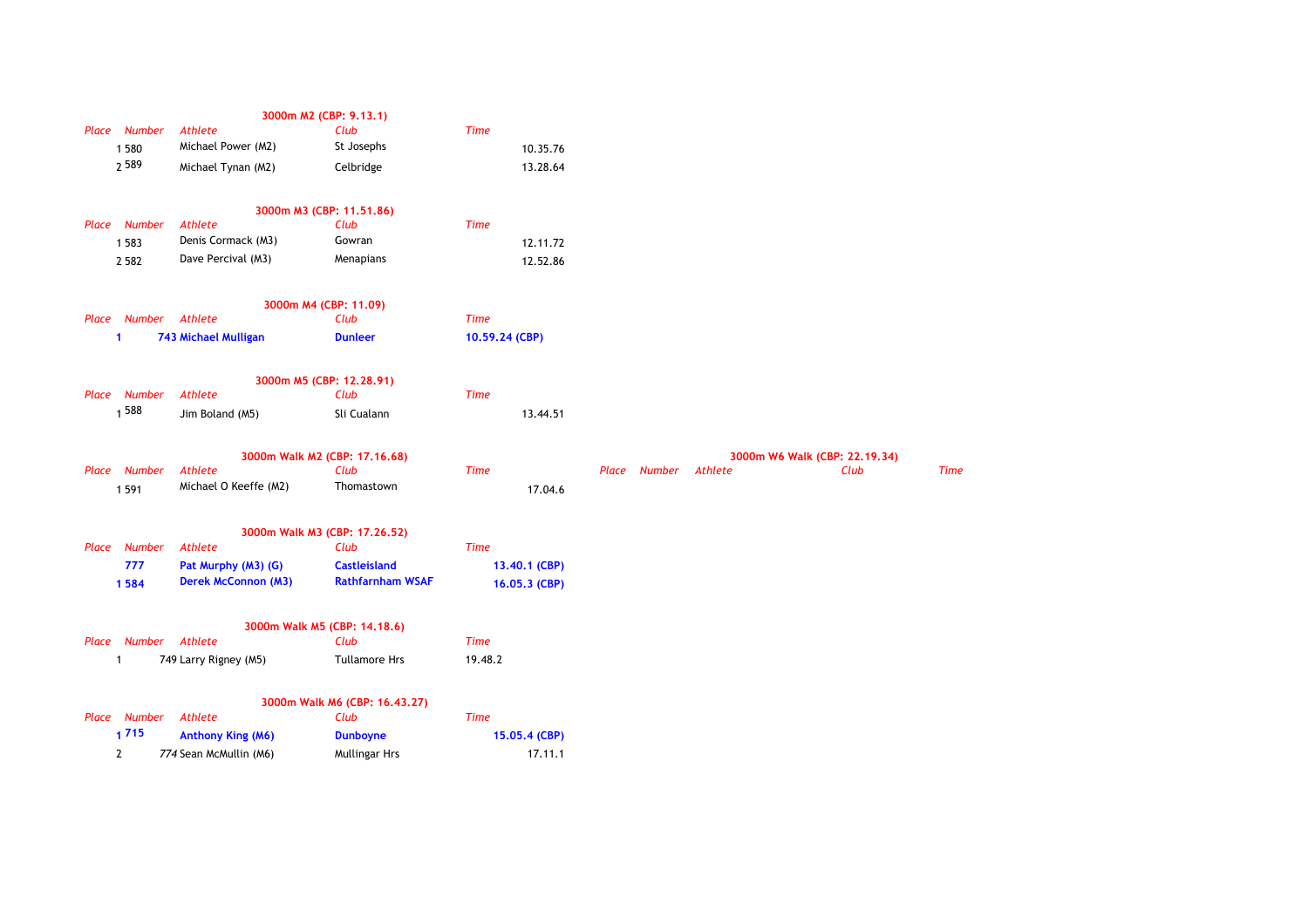### 3000m M2 (CBP: 9.13.1)

| Place | Number | Athlete | Club | Time |
| --- | --- | --- | --- | --- |
| 1 | 580 | Michael Power (M2) | St Josephs | 10.35.76 |
| 2 | 589 | Michael Tynan (M2) | Celbridge | 13.28.64 |

### 3000m M3 (CBP: 11.51.86)

| Place | Number | Athlete | Club | Time |
| --- | --- | --- | --- | --- |
| 1 | 583 | Denis Cormack (M3) | Gowran | 12.11.72 |
| 2 | 582 | Dave Percival (M3) | Menapians | 12.52.86 |

### 3000m M4 (CBP: 11.09)

| Place | Number | Athlete | Club | Time |
| --- | --- | --- | --- | --- |
| **1** | **743** | **Michael Mulligan** | **Dunleer** | **10.59.24 (CBP)** |

### 3000m M5 (CBP: 12.28.91)

| Place | Number | Athlete | Club | Time |
| --- | --- | --- | --- | --- |
| 1 | 588 | Jim Boland (M5) | Sli Cualann | 13.44.51 |

### 3000m Walk M2 (CBP: 17.16.68)

| Place | Number | Athlete | Club | Time |
| --- | --- | --- | --- | --- |
| 1 | 591 | Michael O Keeffe (M2) | Thomastown | 17.04.6 |

### 3000m W6 Walk (CBP: 22.19.34)

| Place | Number | Athlete | Club | Time |
| --- | --- | --- | --- | --- |

### 3000m Walk M3 (CBP: 17.26.52)

| Place | Number | Athlete | Club | Time |
| --- | --- | --- | --- | --- |
| | **777** | **Pat Murphy (M3) (G)** | **Castleisland** | **13.40.1 (CBP)** |
| **1** | **584** | **Derek McConnon (M3)** | **Rathfarnham WSAF** | **16.05.3 (CBP)** |

### 3000m Walk M5 (CBP: 14.18.6)

| Place | Number | Athlete | Club | Time |
| --- | --- | --- | --- | --- |
| 1 | 749 | Larry Rigney (M5) | Tullamore Hrs | 19.48.2 |

### 3000m Walk M6 (CBP: 16.43.27)

| Place | Number | Athlete | Club | Time |
| --- | --- | --- | --- | --- |
| **1** | **715** | **Anthony King (M6)** | **Dunboyne** | **15.05.4 (CBP)** |
| 2 | *774* | Sean McMullin (M6) | Mullingar Hrs | 17.11.1 |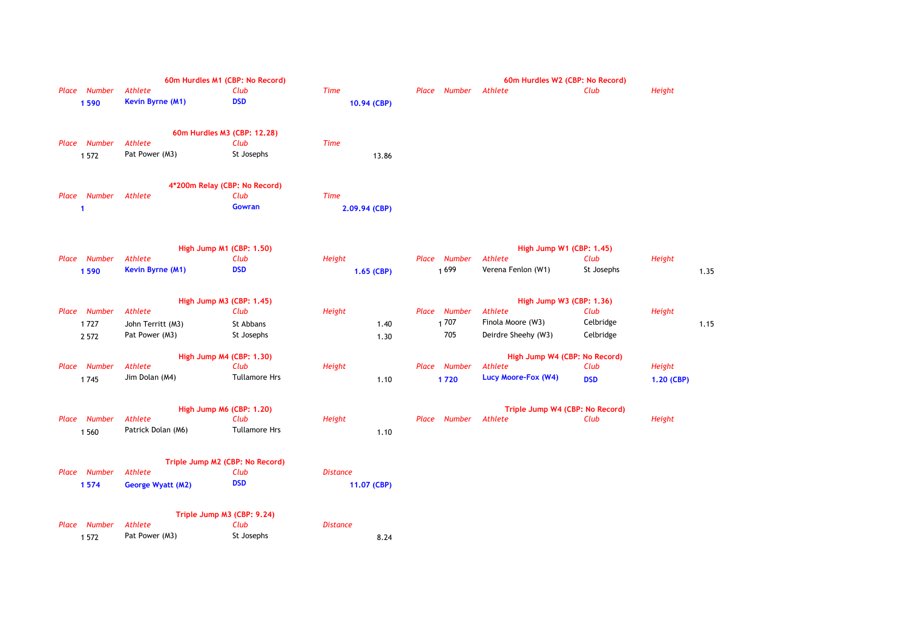### 60m Hurdles M1 (CBP: No Record)

| Place | Number | Athlete | Club | Time |
|---|---|---|---|---|
| 1 | 590 | **Kevin Byrne (M1)** | **DSD** | **10.94 (CBP)** |

### 60m Hurdles W2 (CBP: No Record)

| Place | Number | Athlete | Club | Height |
|---|---|---|---|---|

### 60m Hurdles M3 (CBP: 12.28)

| Place | Number | Athlete | Club | Time |
|---|---|---|---|---|
| 1 | 572 | Pat Power (M3) | St Josephs | 13.86 |

### 4*200m Relay (CBP: No Record)

| Place | Number | Athlete | Club | Time |
|---|---|---|---|---|
| 1 | | | **Gowran** | **2.09.94 (CBP)** |

### High Jump M1 (CBP: 1.50)

| Place | Number | Athlete | Club | Height |
|---|---|---|---|---|
| 1 | 590 | **Kevin Byrne (M1)** | **DSD** | **1.65 (CBP)** |

### High Jump W1 (CBP: 1.45)

| Place | Number | Athlete | Club | Height |
|---|---|---|---|---|
| 1 | 699 | Verena Fenlon (W1) | St Josephs | 1.35 |

### High Jump M3 (CBP: 1.45)

| Place | Number | Athlete | Club | Height |
|---|---|---|---|---|
| 1 | 727 | John Territt (M3) | St Abbans | 1.40 |
| 2 | 572 | Pat Power (M3) | St Josephs | 1.30 |

### High Jump W3 (CBP: 1.36)

| Place | Number | Athlete | Club | Height |
|---|---|---|---|---|
| 1 | 707 | Finola Moore (W3) | Celbridge | 1.15 |
| | 705 | Deirdre Sheehy (W3) | Celbridge | |

### High Jump M4 (CBP: 1.30)

| Place | Number | Athlete | Club | Height |
|---|---|---|---|---|
| 1 | 745 | Jim Dolan (M4) | Tullamore Hrs | 1.10 |

### High Jump W4 (CBP: No Record)

| Place | Number | Athlete | Club | Height |
|---|---|---|---|---|
| 1 | 720 | **Lucy Moore-Fox (W4)** | **DSD** | **1.20 (CBP)** |

### High Jump M6 (CBP: 1.20)

| Place | Number | Athlete | Club | Height |
|---|---|---|---|---|
| 1 | 560 | Patrick Dolan (M6) | Tullamore Hrs | 1.10 |

### Triple Jump W4 (CBP: No Record)

| Place | Number | Athlete | Club | Height |
|---|---|---|---|---|

### Triple Jump M2 (CBP: No Record)

| Place | Number | Athlete | Club | Distance |
|---|---|---|---|---|
| 1 | 574 | **George Wyatt (M2)** | **DSD** | **11.07 (CBP)** |

### Triple Jump M3 (CBP: 9.24)

| Place | Number | Athlete | Club | Distance |
|---|---|---|---|---|
| 1 | 572 | Pat Power (M3) | St Josephs | 8.24 |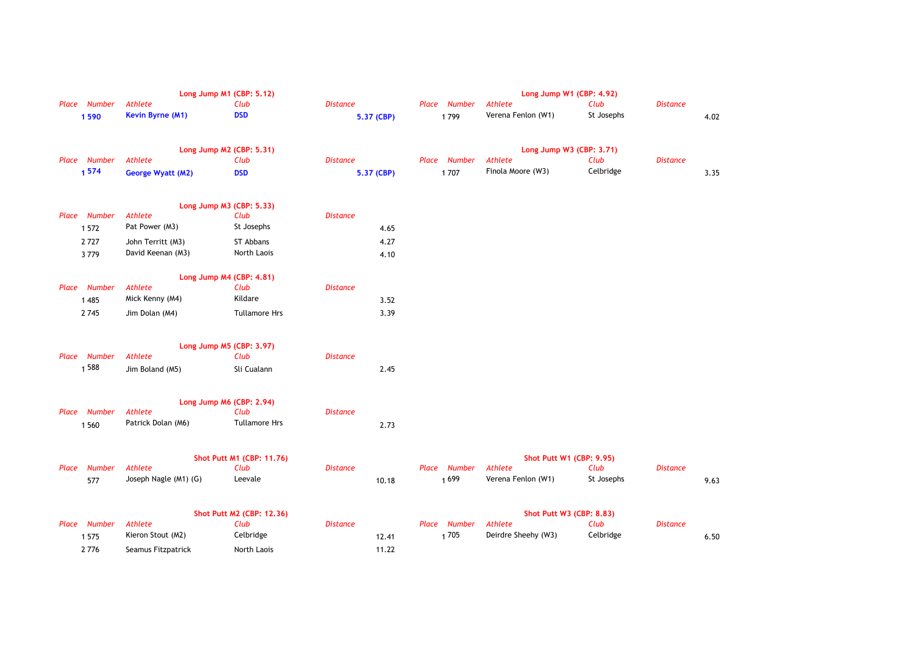### Long Jump M1 (CBP: 5.12)

| Place | Number | Athlete | Club | Distance |
|---|---|---|---|---|
| 1 | 590 | **Kevin Byrne (M1)** | **DSD** | **5.37 (CBP)** |

### Long Jump W1 (CBP: 4.92)

| Place | Number | Athlete | Club | Distance |
|---|---|---|---|---|
| 1 | 799 | Verena Fenlon (W1) | St Josephs | 4.02 |

### Long Jump M2 (CBP: 5.31)

| Place | Number | Athlete | Club | Distance |
|---|---|---|---|---|
| 1 | 574 | **George Wyatt (M2)** | **DSD** | **5.37 (CBP)** |

### Long Jump W3 (CBP: 3.71)

| Place | Number | Athlete | Club | Distance |
|---|---|---|---|---|
| 1 | 707 | Finola Moore (W3) | Celbridge | 3.35 |

### Long Jump M3 (CBP: 5.33)

| Place | Number | Athlete | Club | Distance |
|---|---|---|---|---|
| 1 | 572 | Pat Power (M3) | St Josephs | 4.65 |
| 2 | 727 | John Territt (M3) | ST Abbans | 4.27 |
| 3 | 779 | David Keenan (M3) | North Laois | 4.10 |

### Long Jump M4 (CBP: 4.81)

| Place | Number | Athlete | Club | Distance |
|---|---|---|---|---|
| 1 | 485 | Mick Kenny (M4) | Kildare | 3.52 |
| 2 | 745 | Jim Dolan (M4) | Tullamore Hrs | 3.39 |

### Long Jump M5 (CBP: 3.97)

| Place | Number | Athlete | Club | Distance |
|---|---|---|---|---|
| 1 | 588 | Jim Boland (M5) | Sli Cualann | 2.45 |

### Long Jump M6 (CBP: 2.94)

| Place | Number | Athlete | Club | Distance |
|---|---|---|---|---|
| 1 | 560 | Patrick Dolan (M6) | Tullamore Hrs | 2.73 |

### Shot Putt M1 (CBP: 11.76)

| Place | Number | Athlete | Club | Distance |
|---|---|---|---|---|
| | 577 | Joseph Nagle (M1) (G) | Leevale | 10.18 |

### Shot Putt W1 (CBP: 9.95)

| Place | Number | Athlete | Club | Distance |
|---|---|---|---|---|
| 1 | 699 | Verena Fenlon (W1) | St Josephs | 9.63 |

### Shot Putt M2 (CBP: 12.36)

| Place | Number | Athlete | Club | Distance |
|---|---|---|---|---|
| 1 | 575 | Kieron Stout (M2) | Celbridge | 12.41 |
| 2 | 776 | Seamus Fitzpatrick | North Laois | 11.22 |

### Shot Putt W3 (CBP: 8.83)

| Place | Number | Athlete | Club | Distance |
|---|---|---|---|---|
| 1 | 705 | Deirdre Sheehy (W3) | Celbridge | 6.50 |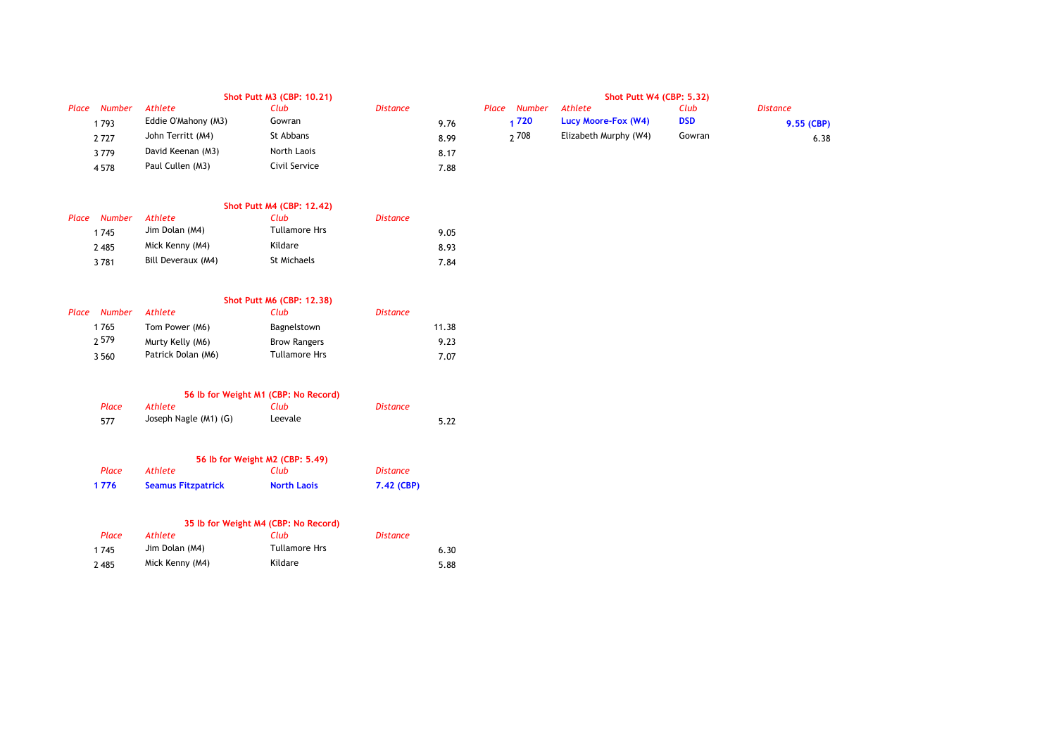### Shot Putt M3 (CBP: 10.21)

| Place | Number | Athlete | Club | Distance |
| --- | --- | --- | --- | --- |
| 1 | 793 | Eddie O'Mahony (M3) | Gowran | 9.76 |
| 2 | 727 | John Territt (M4) | St Abbans | 8.99 |
| 3 | 779 | David Keenan (M3) | North Laois | 8.17 |
| 4 | 578 | Paul Cullen (M3) | Civil Service | 7.88 |

### Shot Putt M4 (CBP: 12.42)

| Place | Number | Athlete | Club | Distance |
| --- | --- | --- | --- | --- |
| 1 | 745 | Jim Dolan (M4) | Tullamore Hrs | 9.05 |
| 2 | 485 | Mick Kenny (M4) | Kildare | 8.93 |
| 3 | 781 | Bill Deveraux (M4) | St Michaels | 7.84 |

### Shot Putt M6 (CBP: 12.38)

| Place | Number | Athlete | Club | Distance |
| --- | --- | --- | --- | --- |
| 1 | 765 | Tom Power (M6) | Bagnelstown | 11.38 |
| 2 | 579 | Murty Kelly (M6) | Brow Rangers | 9.23 |
| 3 | 560 | Patrick Dolan (M6) | Tullamore Hrs | 7.07 |

### 56 lb for Weight M1 (CBP: No Record)

| Place | Athlete | Club | Distance |
| --- | --- | --- | --- |
| 577 | Joseph Nagle (M1) (G) | Leevale | 5.22 |

### 56 lb for Weight M2 (CBP: 5.49)

| Place | Athlete | Club | Distance |
| --- | --- | --- | --- |
| **1 776** | **Seamus Fitzpatrick** | **North Laois** | **7.42 (CBP)** |

### 35 lb for Weight M4 (CBP: No Record)

| Place | Athlete | Club | Distance |
| --- | --- | --- | --- |
| 1 745 | Jim Dolan (M4) | Tullamore Hrs | 6.30 |
| 2 485 | Mick Kenny (M4) | Kildare | 5.88 |

### Shot Putt W4 (CBP: 5.32)

| Place | Number | Athlete | Club | Distance |
| --- | --- | --- | --- | --- |
| **1** | **720** | **Lucy Moore-Fox (W4)** | **DSD** | **9.55 (CBP)** |
| 2 | 708 | Elizabeth Murphy (W4) | Gowran | 6.38 |